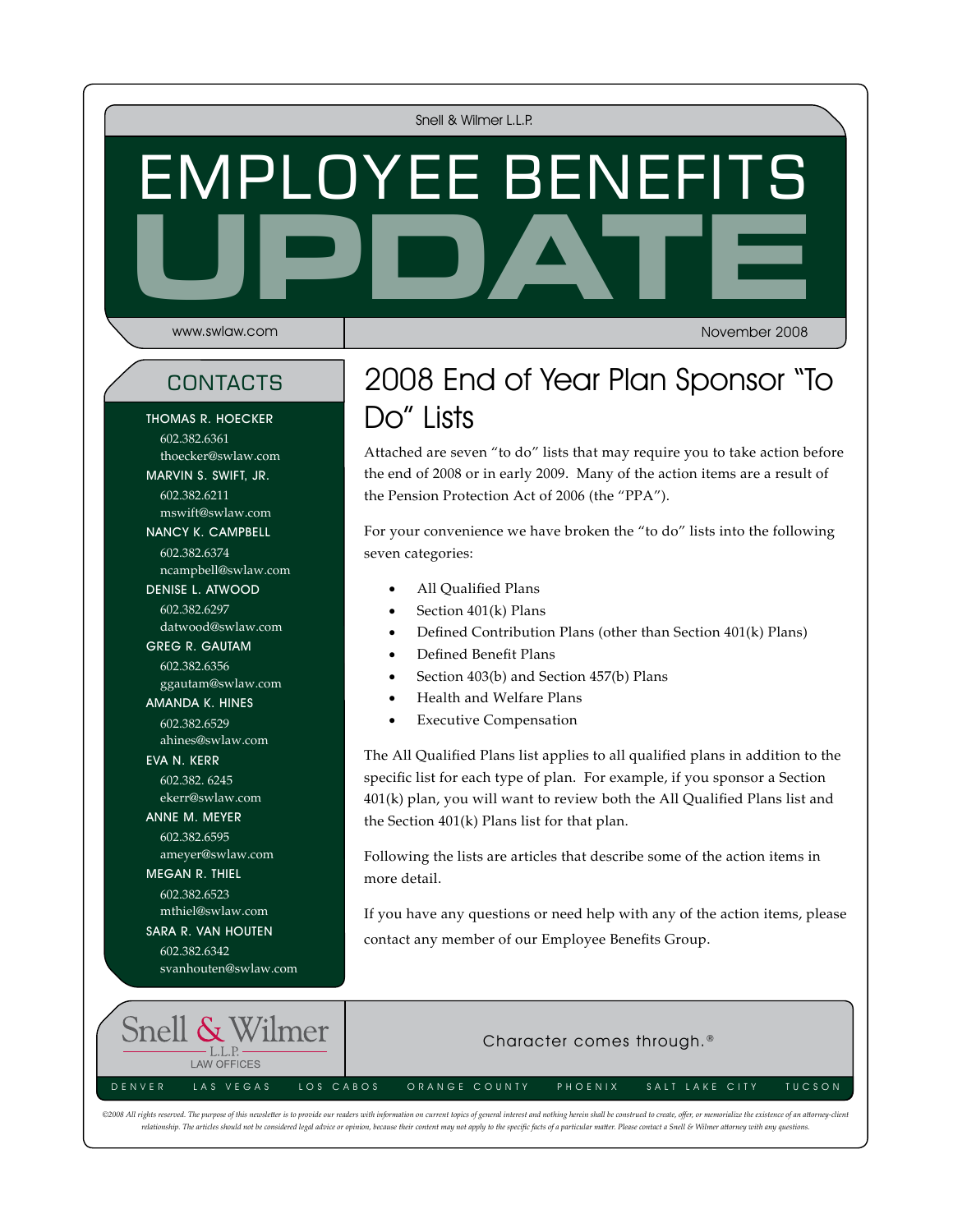Snell & Wilmer L.L.P.

# EMPLOYEE BENEFITS UPDATE

www.swlaw.com

November 2008

## CONTACTS

THOMAS R. HOECKER
602.382.6361
thoecker@swlaw.com

MARVIN S. SWIFT, JR.
602.382.6211
mswift@swlaw.com

NANCY K. CAMPBELL
602.382.6374
ncampbell@swlaw.com

DENISE L. ATWOOD
602.382.6297
datwood@swlaw.com

GREG R. GAUTAM
602.382.6356
ggautam@swlaw.com

AMANDA K. HINES
602.382.6529
ahines@swlaw.com

EVA N. KERR
602.382. 6245
ekerr@swlaw.com

ANNE M. MEYER
602.382.6595
ameyer@swlaw.com

MEGAN R. THIEL
602.382.6523
mthiel@swlaw.com

SARA R. VAN HOUTEN
602.382.6342
svanhouten@swlaw.com

## 2008 End of Year Plan Sponsor "To Do" Lists

Attached are seven "to do" lists that may require you to take action before the end of 2008 or in early 2009. Many of the action items are a result of the Pension Protection Act of 2006 (the "PPA").

For your convenience we have broken the "to do" lists into the following seven categories:

- All Qualified Plans
- Section 401(k) Plans
- Defined Contribution Plans (other than Section 401(k) Plans)
- Defined Benefit Plans
- Section 403(b) and Section 457(b) Plans
- Health and Welfare Plans
- Executive Compensation

The All Qualified Plans list applies to all qualified plans in addition to the specific list for each type of plan. For example, if you sponsor a Section 401(k) plan, you will want to review both the All Qualified Plans list and the Section 401(k) Plans list for that plan.

Following the lists are articles that describe some of the action items in more detail.

If you have any questions or need help with any of the action items, please contact any member of our Employee Benefits Group.

Snell & Wilmer L.L.P. LAW OFFICES

Character comes through.®

DENVER LAS VEGAS LOS CABOS ORANGE COUNTY PHOENIX SALT LAKE CITY TUCSON

*©2008 All rights reserved. The purpose of this newsletter is to provide our readers with information on current topics of general interest and nothing herein shall be construed to create, offer, or memorialize the existence of an attorney-client relationship. The articles should not be considered legal advice or opinion, because their content may not apply to the specific facts of a particular matter. Please contact a Snell & Wilmer attorney with any questions.*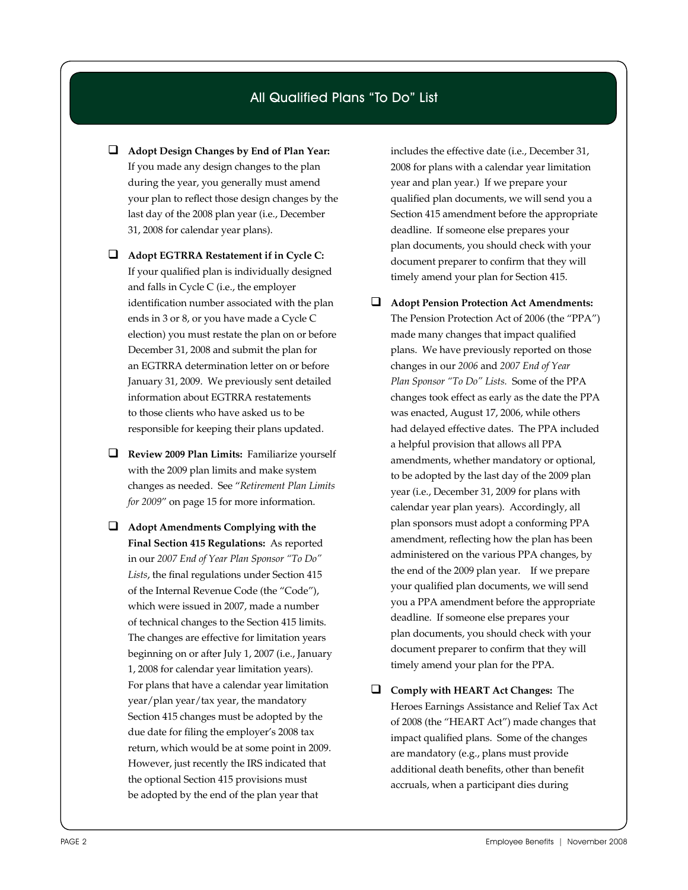## All Qualified Plans "To Do" List

- **Adopt Design Changes by End of Plan Year:** If you made any design changes to the plan during the year, you generally must amend your plan to reflect those design changes by the last day of the 2008 plan year (i.e., December 31, 2008 for calendar year plans).

- **Adopt EGTRRA Restatement if in Cycle C:** If your qualified plan is individually designed and falls in Cycle C (i.e., the employer identification number associated with the plan ends in 3 or 8, or you have made a Cycle C election) you must restate the plan on or before December 31, 2008 and submit the plan for an EGTRRA determination letter on or before January 31, 2009. We previously sent detailed information about EGTRRA restatements to those clients who have asked us to be responsible for keeping their plans updated.

- **Review 2009 Plan Limits:** Familiarize yourself with the 2009 plan limits and make system changes as needed. See "*Retirement Plan Limits for 2009*" on page 15 for more information.

- **Adopt Amendments Complying with the Final Section 415 Regulations:** As reported in our *2007 End of Year Plan Sponsor "To Do" Lists*, the final regulations under Section 415 of the Internal Revenue Code (the "Code"), which were issued in 2007, made a number of technical changes to the Section 415 limits. The changes are effective for limitation years beginning on or after July 1, 2007 (i.e., January 1, 2008 for calendar year limitation years). For plans that have a calendar year limitation year/plan year/tax year, the mandatory Section 415 changes must be adopted by the due date for filing the employer's 2008 tax return, which would be at some point in 2009. However, just recently the IRS indicated that the optional Section 415 provisions must be adopted by the end of the plan year that includes the effective date (i.e., December 31, 2008 for plans with a calendar year limitation year and plan year.) If we prepare your qualified plan documents, we will send you a Section 415 amendment before the appropriate deadline. If someone else prepares your plan documents, you should check with your document preparer to confirm that they will timely amend your plan for Section 415.

- **Adopt Pension Protection Act Amendments:** The Pension Protection Act of 2006 (the "PPA") made many changes that impact qualified plans. We have previously reported on those changes in our *2006* and *2007 End of Year Plan Sponsor "To Do" Lists.* Some of the PPA changes took effect as early as the date the PPA was enacted, August 17, 2006, while others had delayed effective dates. The PPA included a helpful provision that allows all PPA amendments, whether mandatory or optional, to be adopted by the last day of the 2009 plan year (i.e., December 31, 2009 for plans with calendar year plan years). Accordingly, all plan sponsors must adopt a conforming PPA amendment, reflecting how the plan has been administered on the various PPA changes, by the end of the 2009 plan year. If we prepare your qualified plan documents, we will send you a PPA amendment before the appropriate deadline. If someone else prepares your plan documents, you should check with your document preparer to confirm that they will timely amend your plan for the PPA.

- **Comply with HEART Act Changes:** The Heroes Earnings Assistance and Relief Tax Act of 2008 (the "HEART Act") made changes that impact qualified plans. Some of the changes are mandatory (e.g., plans must provide additional death benefits, other than benefit accruals, when a participant dies during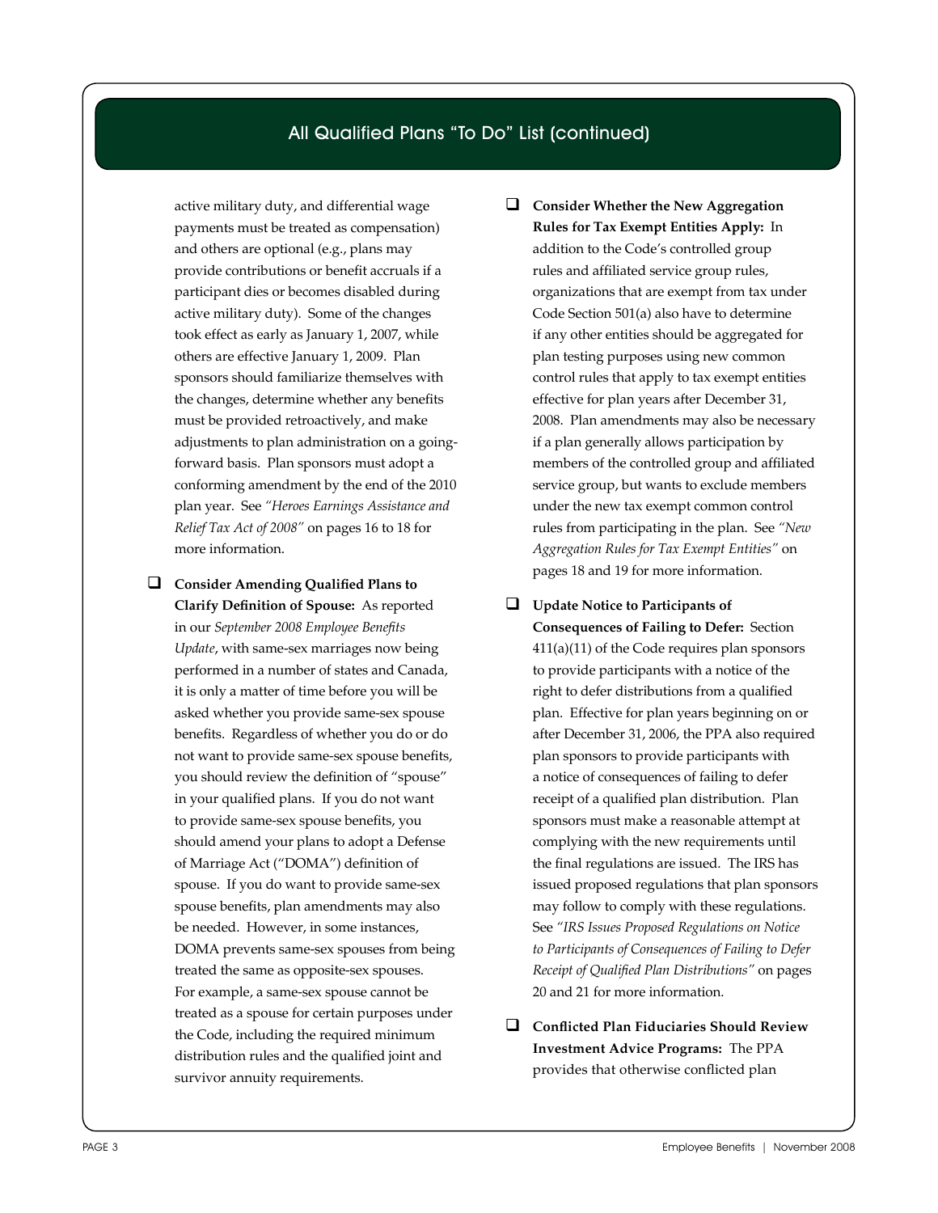## All Qualified Plans "To Do" List (continued)

active military duty, and differential wage payments must be treated as compensation) and others are optional (e.g., plans may provide contributions or benefit accruals if a participant dies or becomes disabled during active military duty). Some of the changes took effect as early as January 1, 2007, while others are effective January 1, 2009. Plan sponsors should familiarize themselves with the changes, determine whether any benefits must be provided retroactively, and make adjustments to plan administration on a going-forward basis. Plan sponsors must adopt a conforming amendment by the end of the 2010 plan year. See *"Heroes Earnings Assistance and Relief Tax Act of 2008"* on pages 16 to 18 for more information.

- ☐ **Consider Amending Qualified Plans to Clarify Definition of Spouse:** As reported in our *September 2008 Employee Benefits Update*, with same-sex marriages now being performed in a number of states and Canada, it is only a matter of time before you will be asked whether you provide same-sex spouse benefits. Regardless of whether you do or do not want to provide same-sex spouse benefits, you should review the definition of "spouse" in your qualified plans. If you do not want to provide same-sex spouse benefits, you should amend your plans to adopt a Defense of Marriage Act ("DOMA") definition of spouse. If you do want to provide same-sex spouse benefits, plan amendments may also be needed. However, in some instances, DOMA prevents same-sex spouses from being treated the same as opposite-sex spouses. For example, a same-sex spouse cannot be treated as a spouse for certain purposes under the Code, including the required minimum distribution rules and the qualified joint and survivor annuity requirements.

- ☐ **Consider Whether the New Aggregation Rules for Tax Exempt Entities Apply:** In addition to the Code's controlled group rules and affiliated service group rules, organizations that are exempt from tax under Code Section 501(a) also have to determine if any other entities should be aggregated for plan testing purposes using new common control rules that apply to tax exempt entities effective for plan years after December 31, 2008. Plan amendments may also be necessary if a plan generally allows participation by members of the controlled group and affiliated service group, but wants to exclude members under the new tax exempt common control rules from participating in the plan. See *"New Aggregation Rules for Tax Exempt Entities"* on pages 18 and 19 for more information.

- ☐ **Update Notice to Participants of Consequences of Failing to Defer:** Section 411(a)(11) of the Code requires plan sponsors to provide participants with a notice of the right to defer distributions from a qualified plan. Effective for plan years beginning on or after December 31, 2006, the PPA also required plan sponsors to provide participants with a notice of consequences of failing to defer receipt of a qualified plan distribution. Plan sponsors must make a reasonable attempt at complying with the new requirements until the final regulations are issued. The IRS has issued proposed regulations that plan sponsors may follow to comply with these regulations. See *"IRS Issues Proposed Regulations on Notice to Participants of Consequences of Failing to Defer Receipt of Qualified Plan Distributions"* on pages 20 and 21 for more information.

- ☐ **Conflicted Plan Fiduciaries Should Review Investment Advice Programs:** The PPA provides that otherwise conflicted plan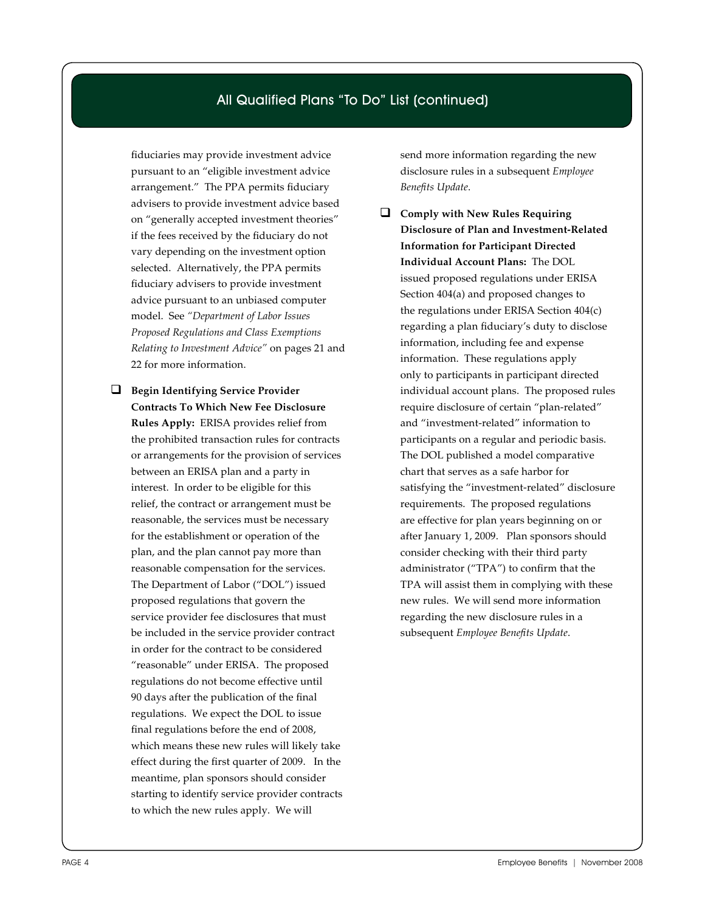## All Qualified Plans "To Do" List (continued)

fiduciaries may provide investment advice pursuant to an "eligible investment advice arrangement." The PPA permits fiduciary advisers to provide investment advice based on "generally accepted investment theories" if the fees received by the fiduciary do not vary depending on the investment option selected. Alternatively, the PPA permits fiduciary advisers to provide investment advice pursuant to an unbiased computer model. See *"Department of Labor Issues Proposed Regulations and Class Exemptions Relating to Investment Advice"* on pages 21 and 22 for more information.

- ❑ **Begin Identifying Service Provider Contracts To Which New Fee Disclosure Rules Apply:** ERISA provides relief from the prohibited transaction rules for contracts or arrangements for the provision of services between an ERISA plan and a party in interest. In order to be eligible for this relief, the contract or arrangement must be reasonable, the services must be necessary for the establishment or operation of the plan, and the plan cannot pay more than reasonable compensation for the services. The Department of Labor ("DOL") issued proposed regulations that govern the service provider fee disclosures that must be included in the service provider contract in order for the contract to be considered "reasonable" under ERISA. The proposed regulations do not become effective until 90 days after the publication of the final regulations. We expect the DOL to issue final regulations before the end of 2008, which means these new rules will likely take effect during the first quarter of 2009. In the meantime, plan sponsors should consider starting to identify service provider contracts to which the new rules apply. We will send more information regarding the new disclosure rules in a subsequent *Employee Benefits Update*.

- ❑ **Comply with New Rules Requiring Disclosure of Plan and Investment-Related Information for Participant Directed Individual Account Plans:** The DOL issued proposed regulations under ERISA Section 404(a) and proposed changes to the regulations under ERISA Section 404(c) regarding a plan fiduciary's duty to disclose information, including fee and expense information. These regulations apply only to participants in participant directed individual account plans. The proposed rules require disclosure of certain "plan-related" and "investment-related" information to participants on a regular and periodic basis. The DOL published a model comparative chart that serves as a safe harbor for satisfying the "investment-related" disclosure requirements. The proposed regulations are effective for plan years beginning on or after January 1, 2009. Plan sponsors should consider checking with their third party administrator ("TPA") to confirm that the TPA will assist them in complying with these new rules. We will send more information regarding the new disclosure rules in a subsequent *Employee Benefits Update*.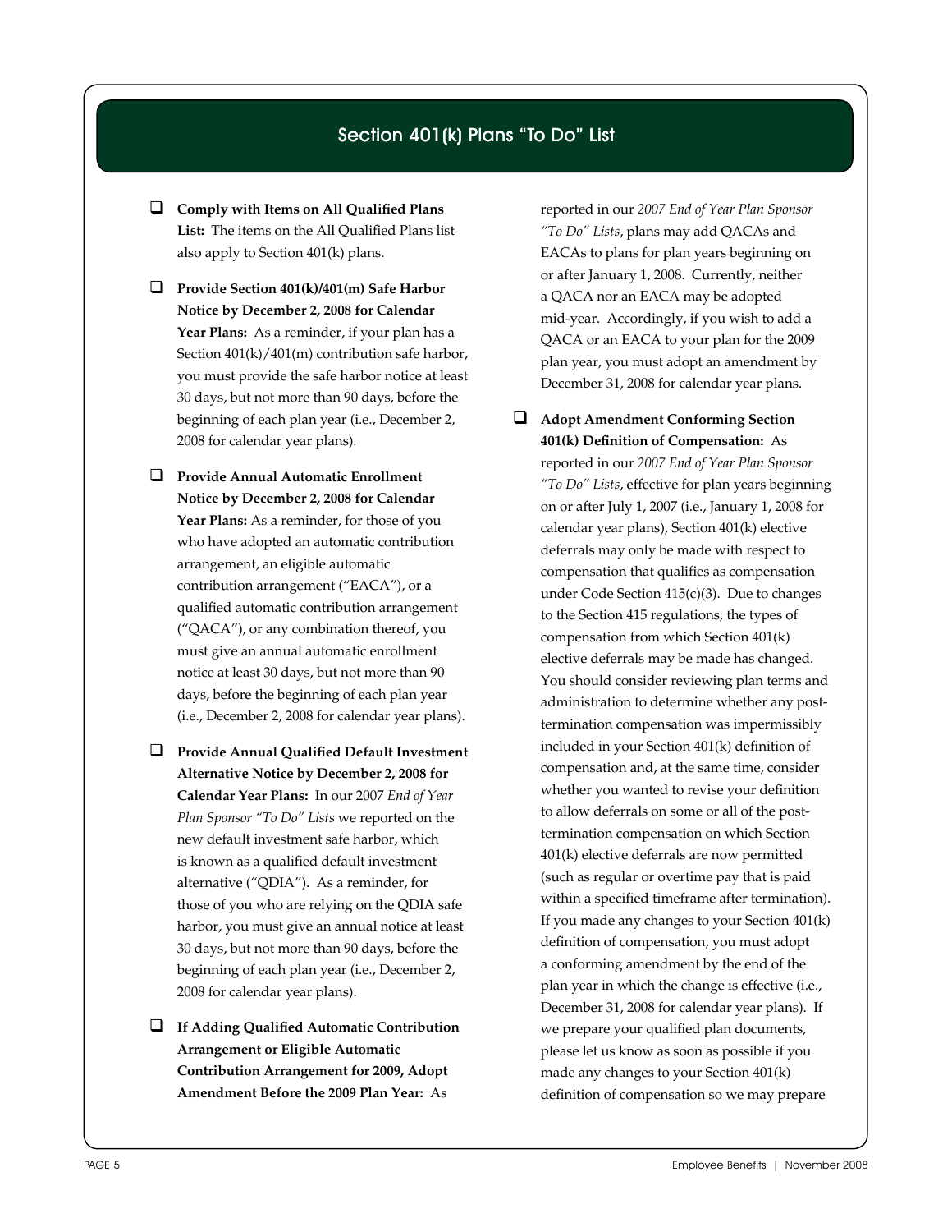## Section 401(k) Plans "To Do" List

- **Comply with Items on All Qualified Plans List:** The items on the All Qualified Plans list also apply to Section 401(k) plans.

- **Provide Section 401(k)/401(m) Safe Harbor Notice by December 2, 2008 for Calendar Year Plans:** As a reminder, if your plan has a Section 401(k)/401(m) contribution safe harbor, you must provide the safe harbor notice at least 30 days, but not more than 90 days, before the beginning of each plan year (i.e., December 2, 2008 for calendar year plans).

- **Provide Annual Automatic Enrollment Notice by December 2, 2008 for Calendar Year Plans:** As a reminder, for those of you who have adopted an automatic contribution arrangement, an eligible automatic contribution arrangement ("EACA"), or a qualified automatic contribution arrangement ("QACA"), or any combination thereof, you must give an annual automatic enrollment notice at least 30 days, but not more than 90 days, before the beginning of each plan year (i.e., December 2, 2008 for calendar year plans).

- **Provide Annual Qualified Default Investment Alternative Notice by December 2, 2008 for Calendar Year Plans:** In our 2007 *End of Year Plan Sponsor "To Do" Lists* we reported on the new default investment safe harbor, which is known as a qualified default investment alternative ("QDIA"). As a reminder, for those of you who are relying on the QDIA safe harbor, you must give an annual notice at least 30 days, but not more than 90 days, before the beginning of each plan year (i.e., December 2, 2008 for calendar year plans).

- **If Adding Qualified Automatic Contribution Arrangement or Eligible Automatic Contribution Arrangement for 2009, Adopt Amendment Before the 2009 Plan Year:** As reported in our *2007 End of Year Plan Sponsor "To Do" Lists*, plans may add QACAs and EACAs to plans for plan years beginning on or after January 1, 2008. Currently, neither a QACA nor an EACA may be adopted mid-year. Accordingly, if you wish to add a QACA or an EACA to your plan for the 2009 plan year, you must adopt an amendment by December 31, 2008 for calendar year plans.

- **Adopt Amendment Conforming Section 401(k) Definition of Compensation:** As reported in our *2007 End of Year Plan Sponsor "To Do" Lists*, effective for plan years beginning on or after July 1, 2007 (i.e., January 1, 2008 for calendar year plans), Section 401(k) elective deferrals may only be made with respect to compensation that qualifies as compensation under Code Section 415(c)(3). Due to changes to the Section 415 regulations, the types of compensation from which Section 401(k) elective deferrals may be made has changed. You should consider reviewing plan terms and administration to determine whether any post-termination compensation was impermissibly included in your Section 401(k) definition of compensation and, at the same time, consider whether you wanted to revise your definition to allow deferrals on some or all of the post-termination compensation on which Section 401(k) elective deferrals are now permitted (such as regular or overtime pay that is paid within a specified timeframe after termination). If you made any changes to your Section 401(k) definition of compensation, you must adopt a conforming amendment by the end of the plan year in which the change is effective (i.e., December 31, 2008 for calendar year plans). If we prepare your qualified plan documents, please let us know as soon as possible if you made any changes to your Section 401(k) definition of compensation so we may prepare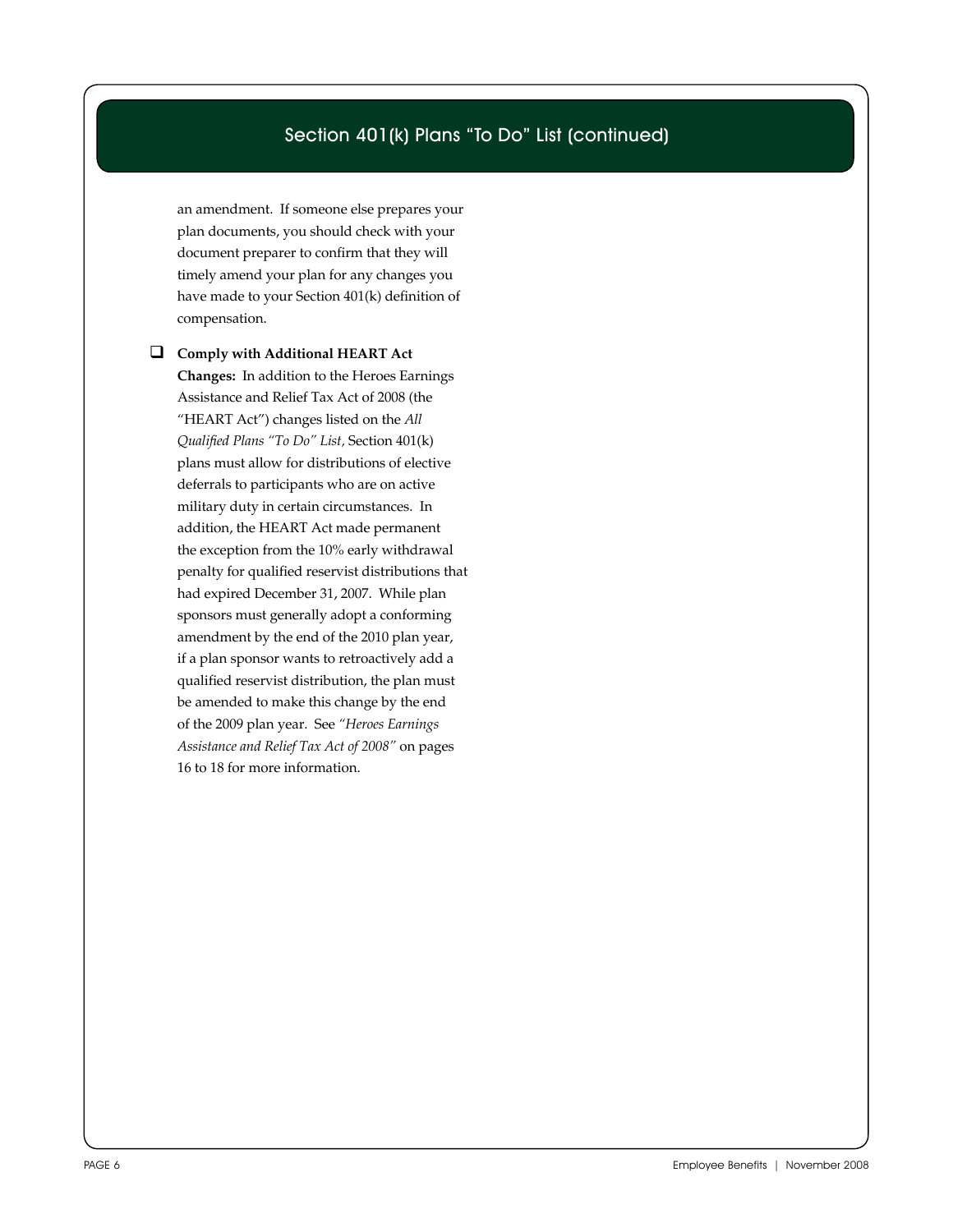## Section 401(k) Plans "To Do" List (continued)

an amendment. If someone else prepares your plan documents, you should check with your document preparer to confirm that they will timely amend your plan for any changes you have made to your Section 401(k) definition of compensation.

- [ ] **Comply with Additional HEART Act Changes:** In addition to the Heroes Earnings Assistance and Relief Tax Act of 2008 (the "HEART Act") changes listed on the *All Qualified Plans "To Do" List*, Section 401(k) plans must allow for distributions of elective deferrals to participants who are on active military duty in certain circumstances. In addition, the HEART Act made permanent the exception from the 10% early withdrawal penalty for qualified reservist distributions that had expired December 31, 2007. While plan sponsors must generally adopt a conforming amendment by the end of the 2010 plan year, if a plan sponsor wants to retroactively add a qualified reservist distribution, the plan must be amended to make this change by the end of the 2009 plan year. See *"Heroes Earnings Assistance and Relief Tax Act of 2008"* on pages 16 to 18 for more information.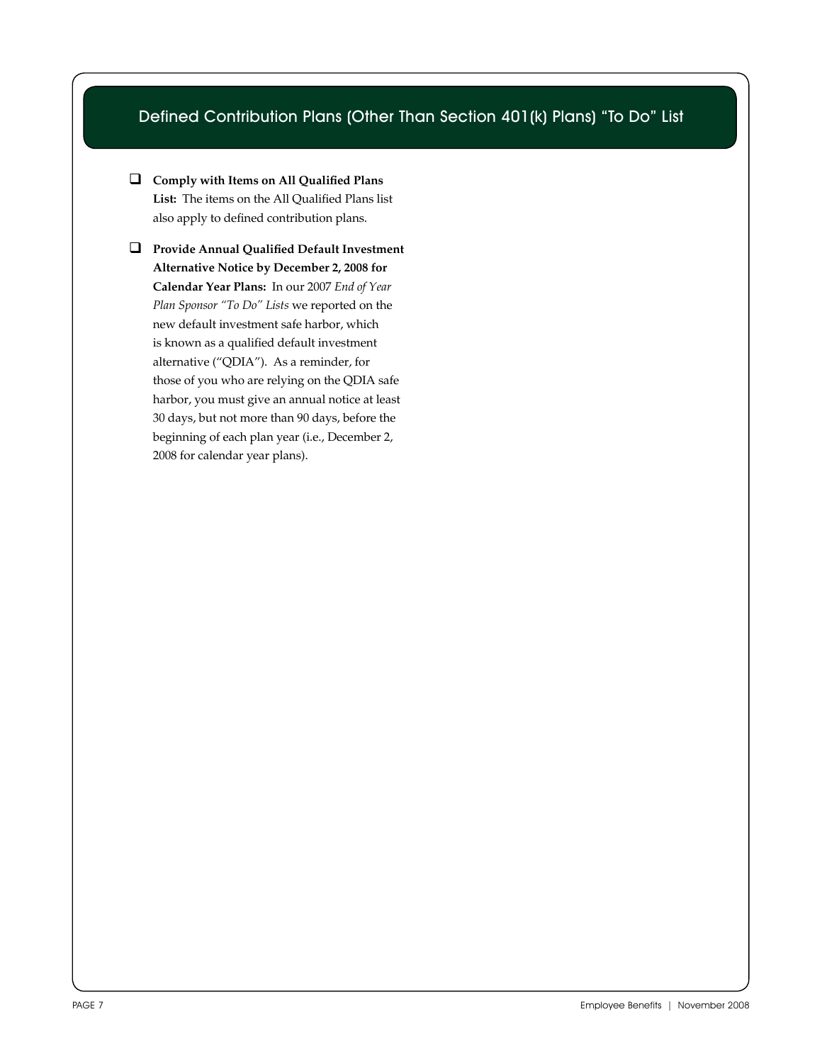## Defined Contribution Plans (Other Than Section 401(k) Plans) "To Do" List

- **Comply with Items on All Qualified Plans List:** The items on the All Qualified Plans list also apply to defined contribution plans.

- **Provide Annual Qualified Default Investment Alternative Notice by December 2, 2008 for Calendar Year Plans:** In our 2007 *End of Year Plan Sponsor "To Do" Lists* we reported on the new default investment safe harbor, which is known as a qualified default investment alternative ("QDIA"). As a reminder, for those of you who are relying on the QDIA safe harbor, you must give an annual notice at least 30 days, but not more than 90 days, before the beginning of each plan year (i.e., December 2, 2008 for calendar year plans).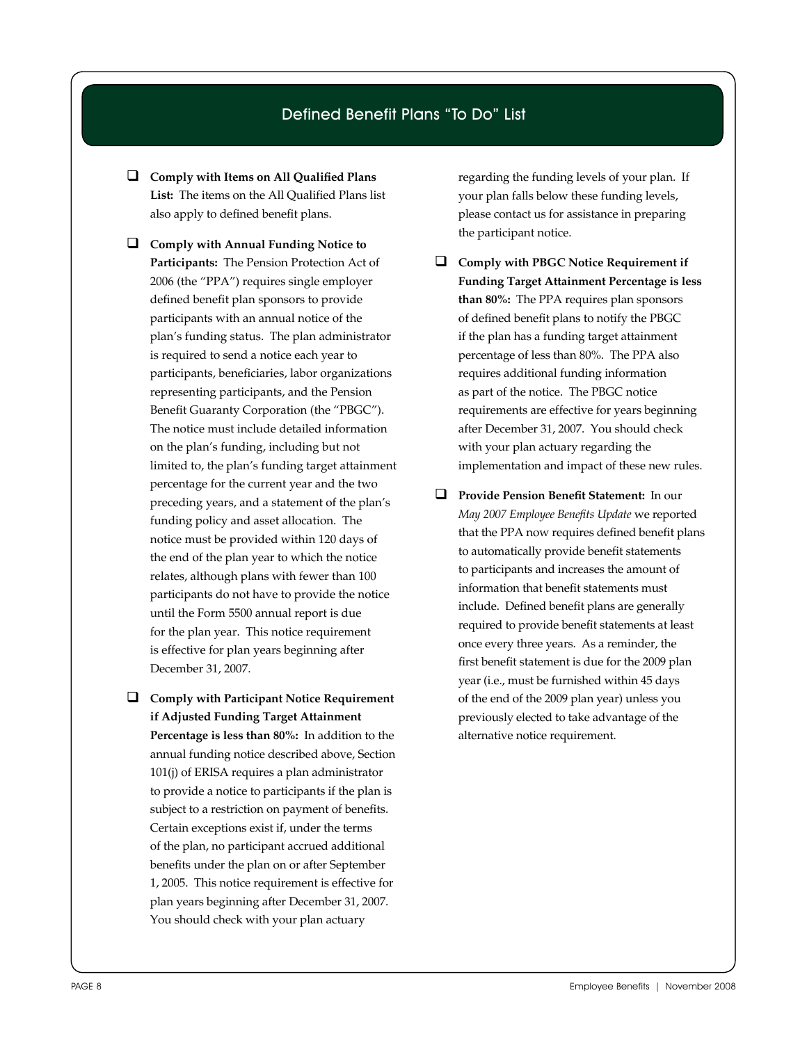## Defined Benefit Plans "To Do" List

- **Comply with Items on All Qualified Plans List:** The items on the All Qualified Plans list also apply to defined benefit plans.

- **Comply with Annual Funding Notice to Participants:** The Pension Protection Act of 2006 (the "PPA") requires single employer defined benefit plan sponsors to provide participants with an annual notice of the plan's funding status. The plan administrator is required to send a notice each year to participants, beneficiaries, labor organizations representing participants, and the Pension Benefit Guaranty Corporation (the "PBGC"). The notice must include detailed information on the plan's funding, including but not limited to, the plan's funding target attainment percentage for the current year and the two preceding years, and a statement of the plan's funding policy and asset allocation. The notice must be provided within 120 days of the end of the plan year to which the notice relates, although plans with fewer than 100 participants do not have to provide the notice until the Form 5500 annual report is due for the plan year. This notice requirement is effective for plan years beginning after December 31, 2007.

- **Comply with Participant Notice Requirement if Adjusted Funding Target Attainment Percentage is less than 80%:** In addition to the annual funding notice described above, Section 101(j) of ERISA requires a plan administrator to provide a notice to participants if the plan is subject to a restriction on payment of benefits. Certain exceptions exist if, under the terms of the plan, no participant accrued additional benefits under the plan on or after September 1, 2005. This notice requirement is effective for plan years beginning after December 31, 2007. You should check with your plan actuary regarding the funding levels of your plan. If your plan falls below these funding levels, please contact us for assistance in preparing the participant notice.

- **Comply with PBGC Notice Requirement if Funding Target Attainment Percentage is less than 80%:** The PPA requires plan sponsors of defined benefit plans to notify the PBGC if the plan has a funding target attainment percentage of less than 80%. The PPA also requires additional funding information as part of the notice. The PBGC notice requirements are effective for years beginning after December 31, 2007. You should check with your plan actuary regarding the implementation and impact of these new rules.

- **Provide Pension Benefit Statement:** In our *May 2007 Employee Benefits Update* we reported that the PPA now requires defined benefit plans to automatically provide benefit statements to participants and increases the amount of information that benefit statements must include. Defined benefit plans are generally required to provide benefit statements at least once every three years. As a reminder, the first benefit statement is due for the 2009 plan year (i.e., must be furnished within 45 days of the end of the 2009 plan year) unless you previously elected to take advantage of the alternative notice requirement.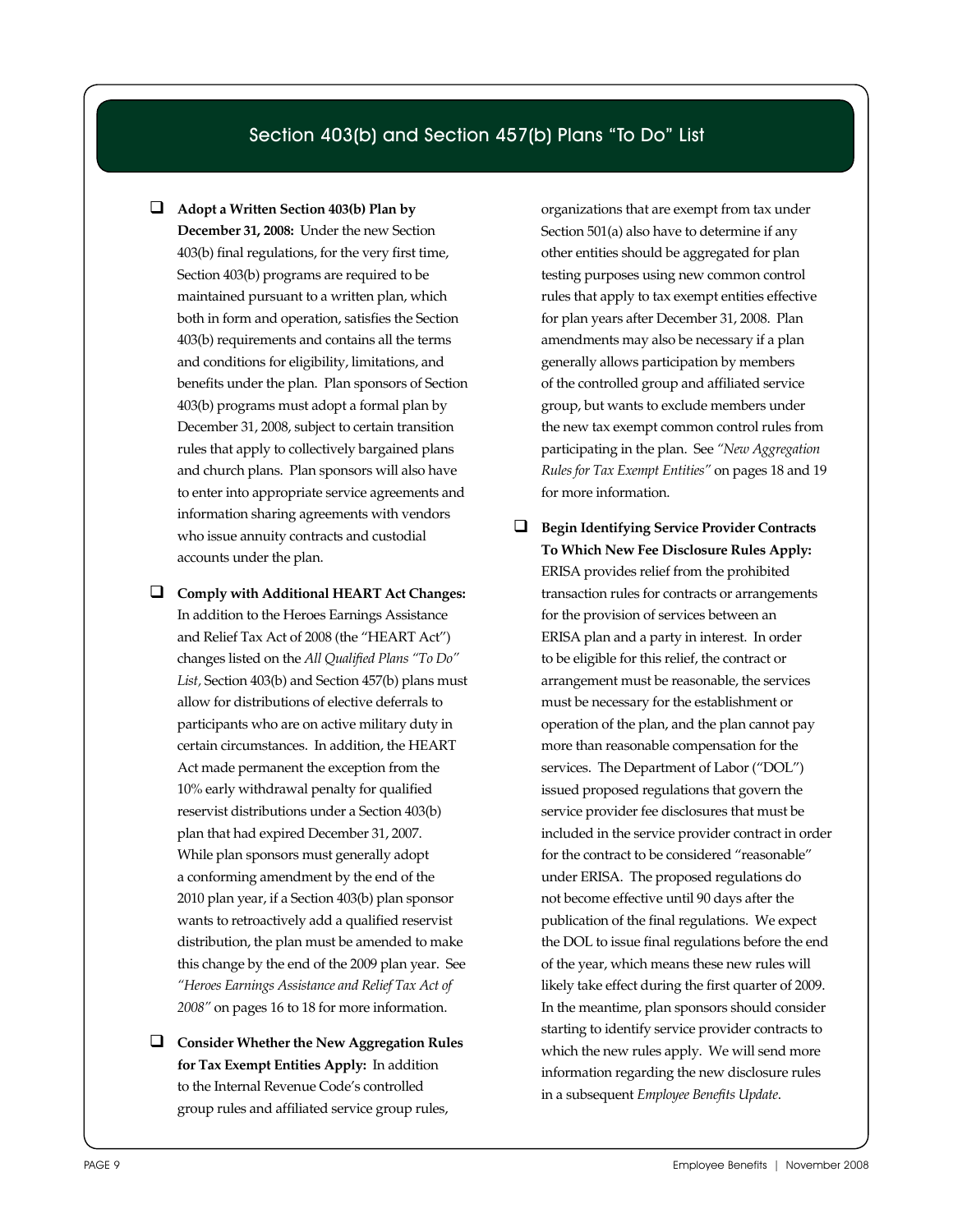## Section 403(b) and Section 457(b) Plans "To Do" List

- ❑ **Adopt a Written Section 403(b) Plan by December 31, 2008:** Under the new Section 403(b) final regulations, for the very first time, Section 403(b) programs are required to be maintained pursuant to a written plan, which both in form and operation, satisfies the Section 403(b) requirements and contains all the terms and conditions for eligibility, limitations, and benefits under the plan. Plan sponsors of Section 403(b) programs must adopt a formal plan by December 31, 2008, subject to certain transition rules that apply to collectively bargained plans and church plans. Plan sponsors will also have to enter into appropriate service agreements and information sharing agreements with vendors who issue annuity contracts and custodial accounts under the plan.

- ❑ **Comply with Additional HEART Act Changes:** In addition to the Heroes Earnings Assistance and Relief Tax Act of 2008 (the "HEART Act") changes listed on the *All Qualified Plans "To Do" List,* Section 403(b) and Section 457(b) plans must allow for distributions of elective deferrals to participants who are on active military duty in certain circumstances. In addition, the HEART Act made permanent the exception from the 10% early withdrawal penalty for qualified reservist distributions under a Section 403(b) plan that had expired December 31, 2007. While plan sponsors must generally adopt a conforming amendment by the end of the 2010 plan year, if a Section 403(b) plan sponsor wants to retroactively add a qualified reservist distribution, the plan must be amended to make this change by the end of the 2009 plan year. See *"Heroes Earnings Assistance and Relief Tax Act of 2008"* on pages 16 to 18 for more information.

- ❑ **Consider Whether the New Aggregation Rules for Tax Exempt Entities Apply:** In addition to the Internal Revenue Code's controlled group rules and affiliated service group rules, organizations that are exempt from tax under Section 501(a) also have to determine if any other entities should be aggregated for plan testing purposes using new common control rules that apply to tax exempt entities effective for plan years after December 31, 2008. Plan amendments may also be necessary if a plan generally allows participation by members of the controlled group and affiliated service group, but wants to exclude members under the new tax exempt common control rules from participating in the plan. See *"New Aggregation Rules for Tax Exempt Entities"* on pages 18 and 19 for more information.

- ❑ **Begin Identifying Service Provider Contracts To Which New Fee Disclosure Rules Apply:** ERISA provides relief from the prohibited transaction rules for contracts or arrangements for the provision of services between an ERISA plan and a party in interest. In order to be eligible for this relief, the contract or arrangement must be reasonable, the services must be necessary for the establishment or operation of the plan, and the plan cannot pay more than reasonable compensation for the services. The Department of Labor ("DOL") issued proposed regulations that govern the service provider fee disclosures that must be included in the service provider contract in order for the contract to be considered "reasonable" under ERISA. The proposed regulations do not become effective until 90 days after the publication of the final regulations. We expect the DOL to issue final regulations before the end of the year, which means these new rules will likely take effect during the first quarter of 2009. In the meantime, plan sponsors should consider starting to identify service provider contracts to which the new rules apply. We will send more information regarding the new disclosure rules in a subsequent *Employee Benefits Update*.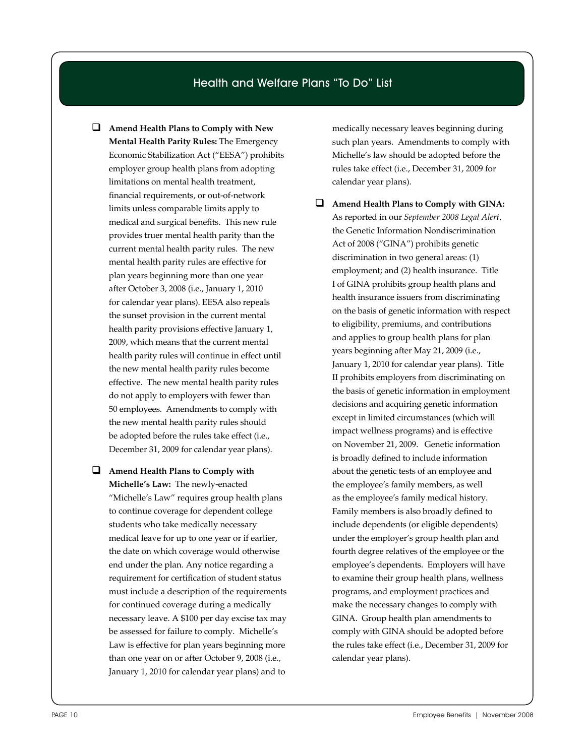## Health and Welfare Plans "To Do" List

- **Amend Health Plans to Comply with New Mental Health Parity Rules:** The Emergency Economic Stabilization Act ("EESA") prohibits employer group health plans from adopting limitations on mental health treatment, financial requirements, or out-of-network limits unless comparable limits apply to medical and surgical benefits. This new rule provides truer mental health parity than the current mental health parity rules. The new mental health parity rules are effective for plan years beginning more than one year after October 3, 2008 (i.e., January 1, 2010 for calendar year plans). EESA also repeals the sunset provision in the current mental health parity provisions effective January 1, 2009, which means that the current mental health parity rules will continue in effect until the new mental health parity rules become effective. The new mental health parity rules do not apply to employers with fewer than 50 employees. Amendments to comply with the new mental health parity rules should be adopted before the rules take effect (i.e., December 31, 2009 for calendar year plans).

- **Amend Health Plans to Comply with Michelle's Law:** The newly-enacted "Michelle's Law" requires group health plans to continue coverage for dependent college students who take medically necessary medical leave for up to one year or if earlier, the date on which coverage would otherwise end under the plan. Any notice regarding a requirement for certification of student status must include a description of the requirements for continued coverage during a medically necessary leave. A $100 per day excise tax may be assessed for failure to comply. Michelle's Law is effective for plan years beginning more than one year on or after October 9, 2008 (i.e., January 1, 2010 for calendar year plans) and to medically necessary leaves beginning during such plan years. Amendments to comply with Michelle's law should be adopted before the rules take effect (i.e., December 31, 2009 for calendar year plans).

- **Amend Health Plans to Comply with GINA:** As reported in our *September 2008 Legal Alert*, the Genetic Information Nondiscrimination Act of 2008 ("GINA") prohibits genetic discrimination in two general areas: (1) employment; and (2) health insurance. Title I of GINA prohibits group health plans and health insurance issuers from discriminating on the basis of genetic information with respect to eligibility, premiums, and contributions and applies to group health plans for plan years beginning after May 21, 2009 (i.e., January 1, 2010 for calendar year plans). Title II prohibits employers from discriminating on the basis of genetic information in employment decisions and acquiring genetic information except in limited circumstances (which will impact wellness programs) and is effective on November 21, 2009. Genetic information is broadly defined to include information about the genetic tests of an employee and the employee's family members, as well as the employee's family medical history. Family members is also broadly defined to include dependents (or eligible dependents) under the employer's group health plan and fourth degree relatives of the employee or the employee's dependents. Employers will have to examine their group health plans, wellness programs, and employment practices and make the necessary changes to comply with GINA. Group health plan amendments to comply with GINA should be adopted before the rules take effect (i.e., December 31, 2009 for calendar year plans).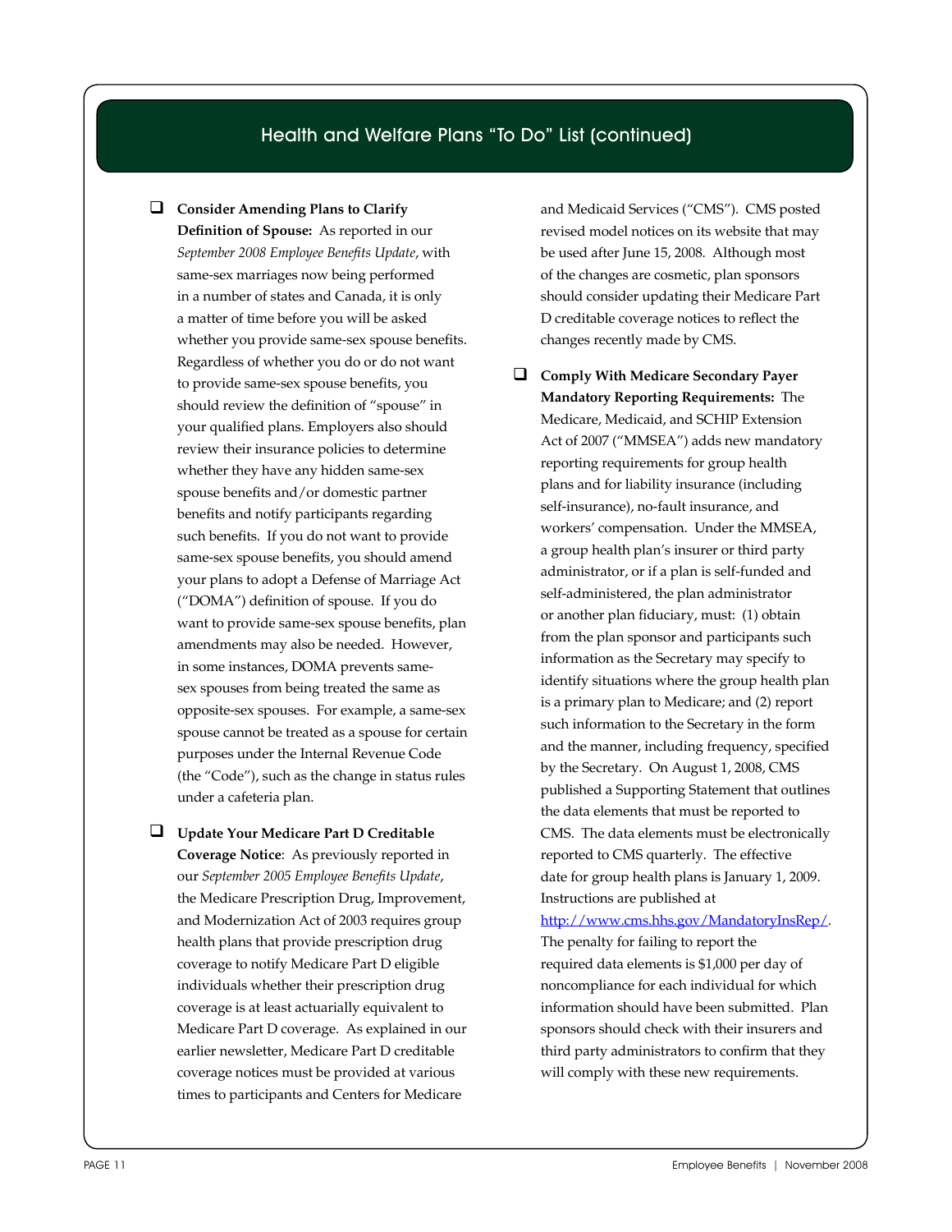## Health and Welfare Plans "To Do" List (continued)

- **Consider Amending Plans to Clarify Definition of Spouse:** As reported in our *September 2008 Employee Benefits Update*, with same-sex marriages now being performed in a number of states and Canada, it is only a matter of time before you will be asked whether you provide same-sex spouse benefits. Regardless of whether you do or do not want to provide same-sex spouse benefits, you should review the definition of "spouse" in your qualified plans. Employers also should review their insurance policies to determine whether they have any hidden same-sex spouse benefits and/or domestic partner benefits and notify participants regarding such benefits. If you do not want to provide same-sex spouse benefits, you should amend your plans to adopt a Defense of Marriage Act ("DOMA") definition of spouse. If you do want to provide same-sex spouse benefits, plan amendments may also be needed. However, in some instances, DOMA prevents same-sex spouses from being treated the same as opposite-sex spouses. For example, a same-sex spouse cannot be treated as a spouse for certain purposes under the Internal Revenue Code (the "Code"), such as the change in status rules under a cafeteria plan.

- **Update Your Medicare Part D Creditable Coverage Notice**: As previously reported in our *September 2005 Employee Benefits Update*, the Medicare Prescription Drug, Improvement, and Modernization Act of 2003 requires group health plans that provide prescription drug coverage to notify Medicare Part D eligible individuals whether their prescription drug coverage is at least actuarially equivalent to Medicare Part D coverage. As explained in our earlier newsletter, Medicare Part D creditable coverage notices must be provided at various times to participants and Centers for Medicare and Medicaid Services ("CMS"). CMS posted revised model notices on its website that may be used after June 15, 2008. Although most of the changes are cosmetic, plan sponsors should consider updating their Medicare Part D creditable coverage notices to reflect the changes recently made by CMS.

- **Comply With Medicare Secondary Payer Mandatory Reporting Requirements:** The Medicare, Medicaid, and SCHIP Extension Act of 2007 ("MMSEA") adds new mandatory reporting requirements for group health plans and for liability insurance (including self-insurance), no-fault insurance, and workers' compensation. Under the MMSEA, a group health plan's insurer or third party administrator, or if a plan is self-funded and self-administered, the plan administrator or another plan fiduciary, must: (1) obtain from the plan sponsor and participants such information as the Secretary may specify to identify situations where the group health plan is a primary plan to Medicare; and (2) report such information to the Secretary in the form and the manner, including frequency, specified by the Secretary. On August 1, 2008, CMS published a Supporting Statement that outlines the data elements that must be reported to CMS. The data elements must be electronically reported to CMS quarterly. The effective date for group health plans is January 1, 2009. Instructions are published at [http://www.cms.hhs.gov/MandatoryInsRep/](http://www.cms.hhs.gov/MandatoryInsRep/). The penalty for failing to report the required data elements is $1,000 per day of noncompliance for each individual for which information should have been submitted. Plan sponsors should check with their insurers and third party administrators to confirm that they will comply with these new requirements.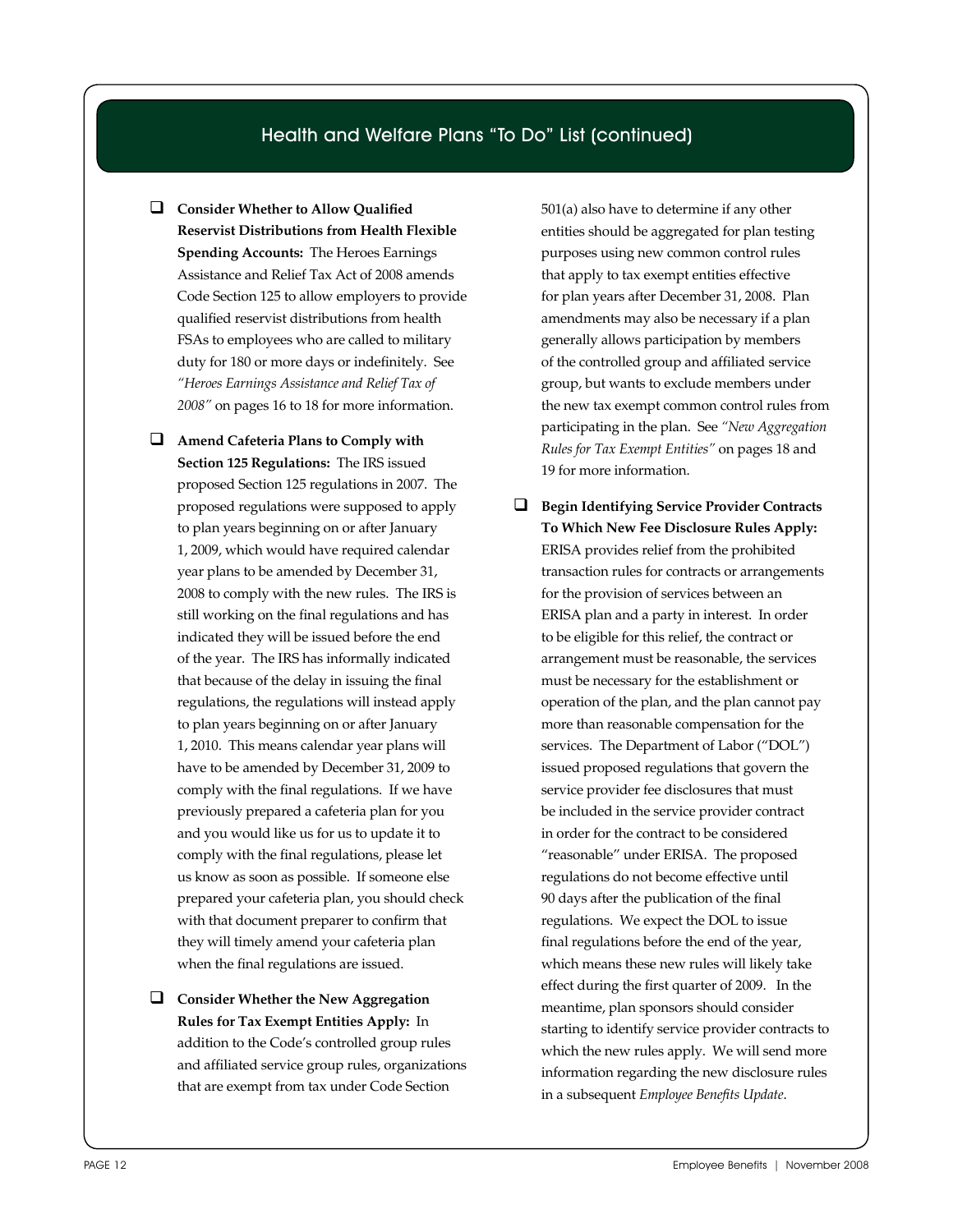## Health and Welfare Plans "To Do" List (continued)

- **Consider Whether to Allow Qualified Reservist Distributions from Health Flexible Spending Accounts:** The Heroes Earnings Assistance and Relief Tax Act of 2008 amends Code Section 125 to allow employers to provide qualified reservist distributions from health FSAs to employees who are called to military duty for 180 or more days or indefinitely. See *"Heroes Earnings Assistance and Relief Tax of 2008"* on pages 16 to 18 for more information.

- **Amend Cafeteria Plans to Comply with Section 125 Regulations:** The IRS issued proposed Section 125 regulations in 2007. The proposed regulations were supposed to apply to plan years beginning on or after January 1, 2009, which would have required calendar year plans to be amended by December 31, 2008 to comply with the new rules. The IRS is still working on the final regulations and has indicated they will be issued before the end of the year. The IRS has informally indicated that because of the delay in issuing the final regulations, the regulations will instead apply to plan years beginning on or after January 1, 2010. This means calendar year plans will have to be amended by December 31, 2009 to comply with the final regulations. If we have previously prepared a cafeteria plan for you and you would like us for us to update it to comply with the final regulations, please let us know as soon as possible. If someone else prepared your cafeteria plan, you should check with that document preparer to confirm that they will timely amend your cafeteria plan when the final regulations are issued.

- **Consider Whether the New Aggregation Rules for Tax Exempt Entities Apply:** In addition to the Code's controlled group rules and affiliated service group rules, organizations that are exempt from tax under Code Section 501(a) also have to determine if any other entities should be aggregated for plan testing purposes using new common control rules that apply to tax exempt entities effective for plan years after December 31, 2008. Plan amendments may also be necessary if a plan generally allows participation by members of the controlled group and affiliated service group, but wants to exclude members under the new tax exempt common control rules from participating in the plan. See *"New Aggregation Rules for Tax Exempt Entities"* on pages 18 and 19 for more information.

- **Begin Identifying Service Provider Contracts To Which New Fee Disclosure Rules Apply:** ERISA provides relief from the prohibited transaction rules for contracts or arrangements for the provision of services between an ERISA plan and a party in interest. In order to be eligible for this relief, the contract or arrangement must be reasonable, the services must be necessary for the establishment or operation of the plan, and the plan cannot pay more than reasonable compensation for the services. The Department of Labor ("DOL") issued proposed regulations that govern the service provider fee disclosures that must be included in the service provider contract in order for the contract to be considered "reasonable" under ERISA. The proposed regulations do not become effective until 90 days after the publication of the final regulations. We expect the DOL to issue final regulations before the end of the year, which means these new rules will likely take effect during the first quarter of 2009. In the meantime, plan sponsors should consider starting to identify service provider contracts to which the new rules apply. We will send more information regarding the new disclosure rules in a subsequent *Employee Benefits Update*.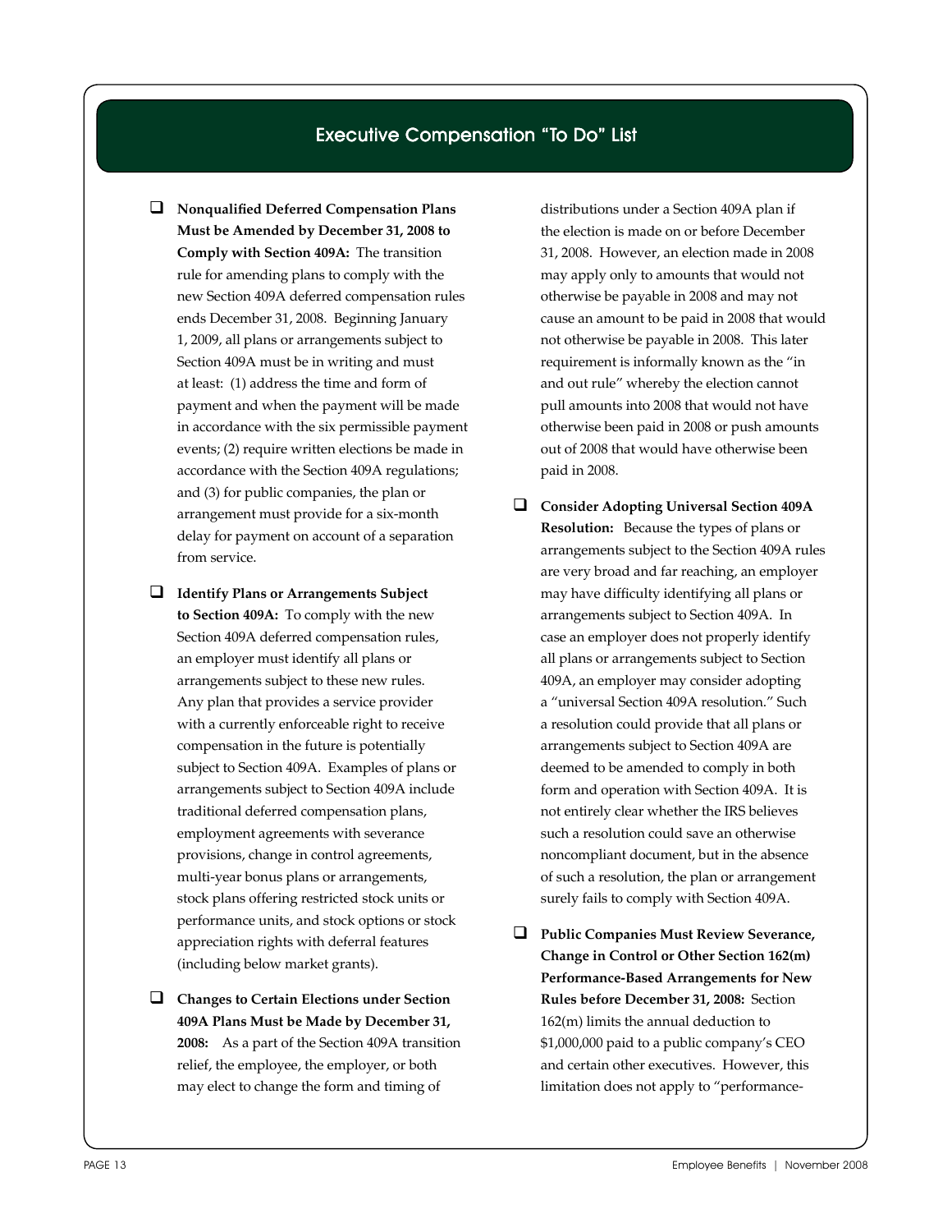## Executive Compensation "To Do" List

- ☐ **Nonqualified Deferred Compensation Plans Must be Amended by December 31, 2008 to Comply with Section 409A:** The transition rule for amending plans to comply with the new Section 409A deferred compensation rules ends December 31, 2008. Beginning January 1, 2009, all plans or arrangements subject to Section 409A must be in writing and must at least: (1) address the time and form of payment and when the payment will be made in accordance with the six permissible payment events; (2) require written elections be made in accordance with the Section 409A regulations; and (3) for public companies, the plan or arrangement must provide for a six-month delay for payment on account of a separation from service.

- ☐ **Identify Plans or Arrangements Subject to Section 409A:** To comply with the new Section 409A deferred compensation rules, an employer must identify all plans or arrangements subject to these new rules. Any plan that provides a service provider with a currently enforceable right to receive compensation in the future is potentially subject to Section 409A. Examples of plans or arrangements subject to Section 409A include traditional deferred compensation plans, employment agreements with severance provisions, change in control agreements, multi-year bonus plans or arrangements, stock plans offering restricted stock units or performance units, and stock options or stock appreciation rights with deferral features (including below market grants).

- ☐ **Changes to Certain Elections under Section 409A Plans Must be Made by December 31, 2008:** As a part of the Section 409A transition relief, the employee, the employer, or both may elect to change the form and timing of distributions under a Section 409A plan if the election is made on or before December 31, 2008. However, an election made in 2008 may apply only to amounts that would not otherwise be payable in 2008 and may not cause an amount to be paid in 2008 that would not otherwise be payable in 2008. This later requirement is informally known as the "in and out rule" whereby the election cannot pull amounts into 2008 that would not have otherwise been paid in 2008 or push amounts out of 2008 that would have otherwise been paid in 2008.

- ☐ **Consider Adopting Universal Section 409A Resolution:** Because the types of plans or arrangements subject to the Section 409A rules are very broad and far reaching, an employer may have difficulty identifying all plans or arrangements subject to Section 409A. In case an employer does not properly identify all plans or arrangements subject to Section 409A, an employer may consider adopting a "universal Section 409A resolution." Such a resolution could provide that all plans or arrangements subject to Section 409A are deemed to be amended to comply in both form and operation with Section 409A. It is not entirely clear whether the IRS believes such a resolution could save an otherwise noncompliant document, but in the absence of such a resolution, the plan or arrangement surely fails to comply with Section 409A.

- ☐ **Public Companies Must Review Severance, Change in Control or Other Section 162(m) Performance-Based Arrangements for New Rules before December 31, 2008:** Section 162(m) limits the annual deduction to $1,000,000 paid to a public company's CEO and certain other executives. However, this limitation does not apply to "performance-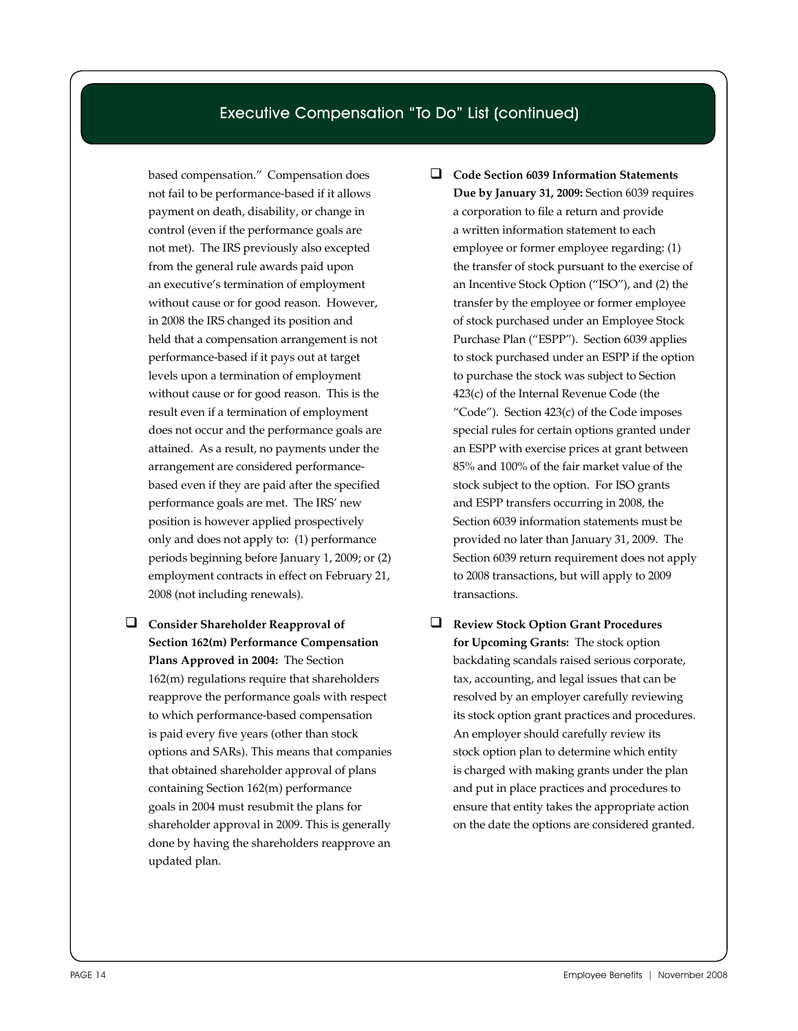## Executive Compensation "To Do" List (continued)

based compensation." Compensation does not fail to be performance-based if it allows payment on death, disability, or change in control (even if the performance goals are not met). The IRS previously also excepted from the general rule awards paid upon an executive's termination of employment without cause or for good reason. However, in 2008 the IRS changed its position and held that a compensation arrangement is not performance-based if it pays out at target levels upon a termination of employment without cause or for good reason. This is the result even if a termination of employment does not occur and the performance goals are attained. As a result, no payments under the arrangement are considered performance-based even if they are paid after the specified performance goals are met. The IRS' new position is however applied prospectively only and does not apply to: (1) performance periods beginning before January 1, 2009; or (2) employment contracts in effect on February 21, 2008 (not including renewals).

- ❑ **Consider Shareholder Reapproval of Section 162(m) Performance Compensation Plans Approved in 2004:** The Section 162(m) regulations require that shareholders reapprove the performance goals with respect to which performance-based compensation is paid every five years (other than stock options and SARs). This means that companies that obtained shareholder approval of plans containing Section 162(m) performance goals in 2004 must resubmit the plans for shareholder approval in 2009. This is generally done by having the shareholders reapprove an updated plan.

- ❑ **Code Section 6039 Information Statements Due by January 31, 2009:** Section 6039 requires a corporation to file a return and provide a written information statement to each employee or former employee regarding: (1) the transfer of stock pursuant to the exercise of an Incentive Stock Option ("ISO"), and (2) the transfer by the employee or former employee of stock purchased under an Employee Stock Purchase Plan ("ESPP"). Section 6039 applies to stock purchased under an ESPP if the option to purchase the stock was subject to Section 423(c) of the Internal Revenue Code (the "Code"). Section 423(c) of the Code imposes special rules for certain options granted under an ESPP with exercise prices at grant between 85% and 100% of the fair market value of the stock subject to the option. For ISO grants and ESPP transfers occurring in 2008, the Section 6039 information statements must be provided no later than January 31, 2009. The Section 6039 return requirement does not apply to 2008 transactions, but will apply to 2009 transactions.

- ❑ **Review Stock Option Grant Procedures for Upcoming Grants:** The stock option backdating scandals raised serious corporate, tax, accounting, and legal issues that can be resolved by an employer carefully reviewing its stock option grant practices and procedures. An employer should carefully review its stock option plan to determine which entity is charged with making grants under the plan and put in place practices and procedures to ensure that entity takes the appropriate action on the date the options are considered granted.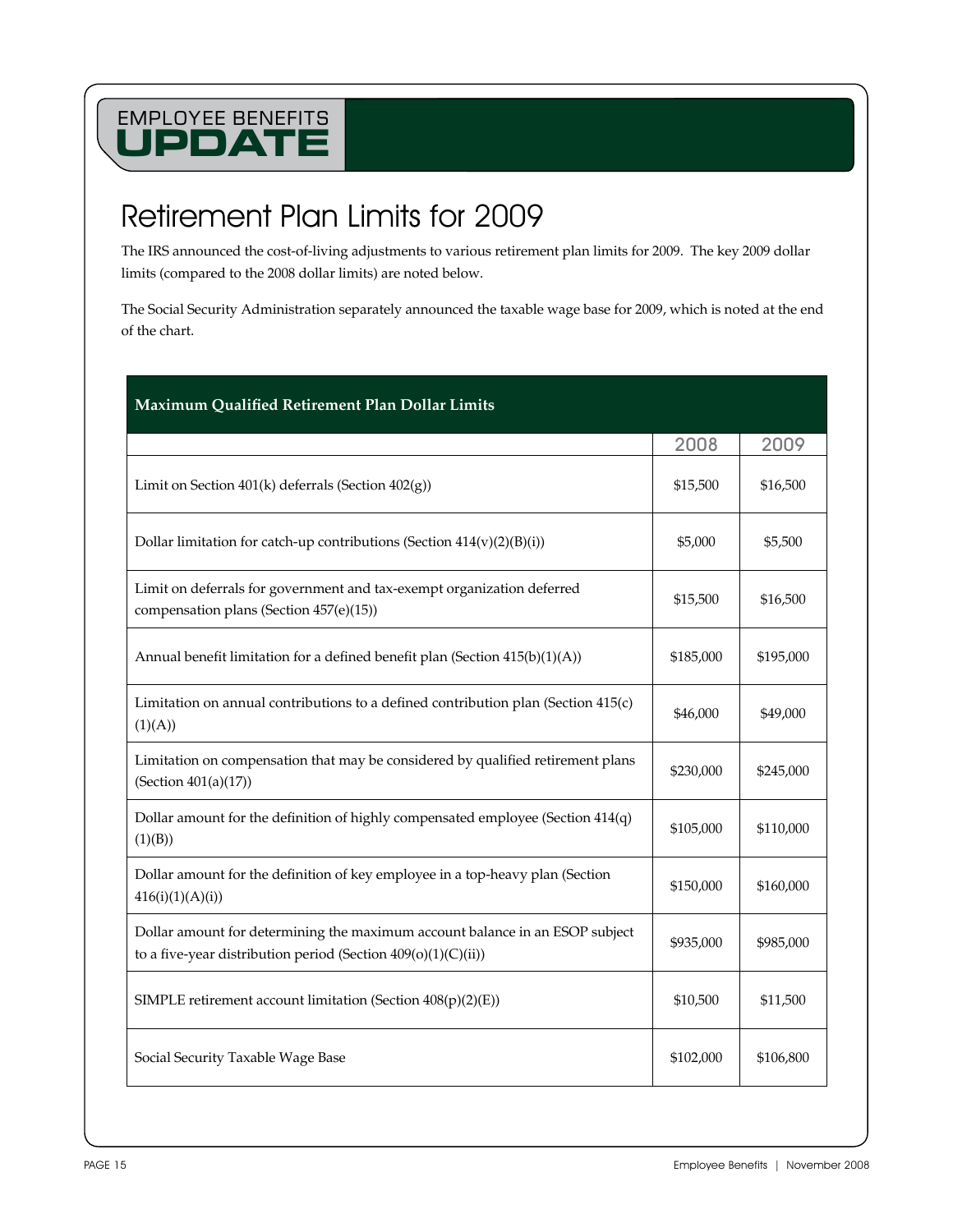# Retirement Plan Limits for 2009

The IRS announced the cost-of-living adjustments to various retirement plan limits for 2009. The key 2009 dollar limits (compared to the 2008 dollar limits) are noted below.

The Social Security Administration separately announced the taxable wage base for 2009, which is noted at the end of the chart.

| **Maximum Qualified Retirement Plan Dollar Limits** | | |
|---|---|---|
| | 2008 | 2009 |
| Limit on Section 401(k) deferrals (Section 402(g)) | $15,500 | $16,500 |
| Dollar limitation for catch-up contributions (Section 414(v)(2)(B)(i)) | $5,000 | $5,500 |
| Limit on deferrals for government and tax-exempt organization deferred compensation plans (Section 457(e)(15)) | $15,500 | $16,500 |
| Annual benefit limitation for a defined benefit plan (Section 415(b)(1)(A)) | $185,000 | $195,000 |
| Limitation on annual contributions to a defined contribution plan (Section 415(c)(1)(A)) | $46,000 | $49,000 |
| Limitation on compensation that may be considered by qualified retirement plans (Section 401(a)(17)) | $230,000 | $245,000 |
| Dollar amount for the definition of highly compensated employee (Section 414(q)(1)(B)) | $105,000 | $110,000 |
| Dollar amount for the definition of key employee in a top-heavy plan (Section 416(i)(1)(A)(i)) | $150,000 | $160,000 |
| Dollar amount for determining the maximum account balance in an ESOP subject to a five-year distribution period (Section 409(o)(1)(C)(ii)) | $935,000 | $985,000 |
| SIMPLE retirement account limitation (Section 408(p)(2)(E)) | $10,500 | $11,500 |
| Social Security Taxable Wage Base | $102,000 | $106,800 |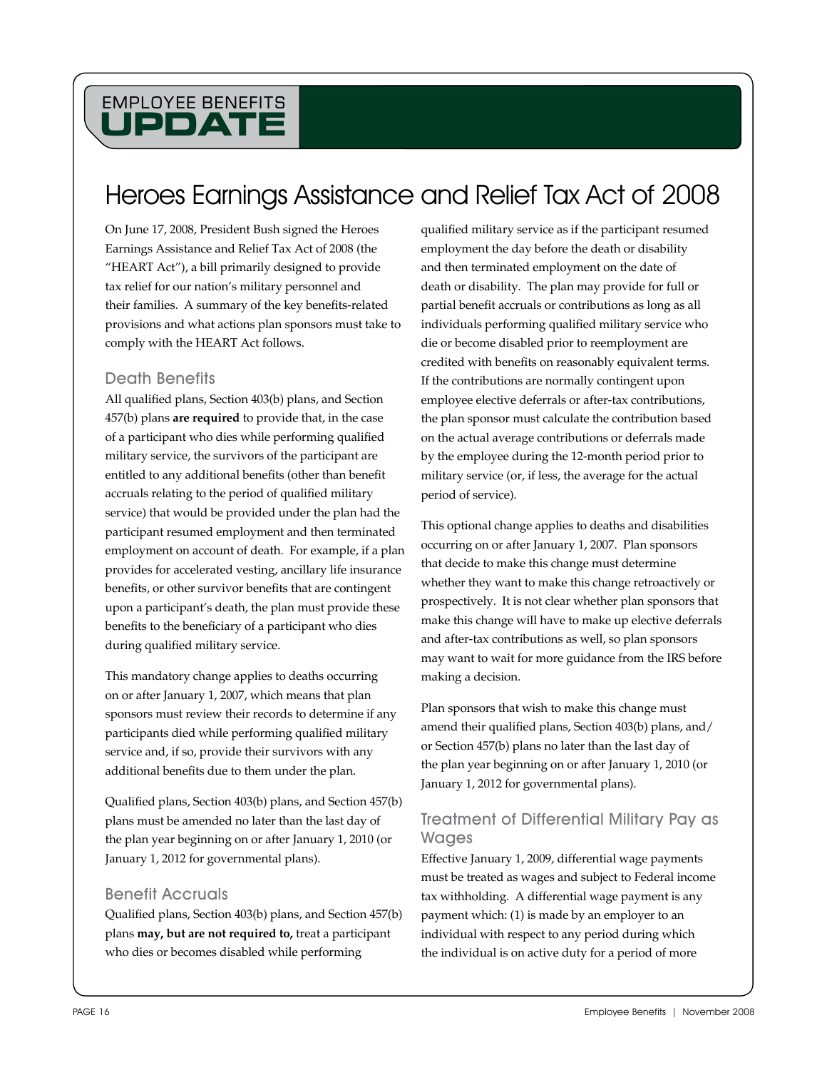# Heroes Earnings Assistance and Relief Tax Act of 2008

On June 17, 2008, President Bush signed the Heroes Earnings Assistance and Relief Tax Act of 2008 (the "HEART Act"), a bill primarily designed to provide tax relief for our nation's military personnel and their families. A summary of the key benefits-related provisions and what actions plan sponsors must take to comply with the HEART Act follows.

## Death Benefits

All qualified plans, Section 403(b) plans, and Section 457(b) plans **are required** to provide that, in the case of a participant who dies while performing qualified military service, the survivors of the participant are entitled to any additional benefits (other than benefit accruals relating to the period of qualified military service) that would be provided under the plan had the participant resumed employment and then terminated employment on account of death. For example, if a plan provides for accelerated vesting, ancillary life insurance benefits, or other survivor benefits that are contingent upon a participant's death, the plan must provide these benefits to the beneficiary of a participant who dies during qualified military service.

This mandatory change applies to deaths occurring on or after January 1, 2007, which means that plan sponsors must review their records to determine if any participants died while performing qualified military service and, if so, provide their survivors with any additional benefits due to them under the plan.

Qualified plans, Section 403(b) plans, and Section 457(b) plans must be amended no later than the last day of the plan year beginning on or after January 1, 2010 (or January 1, 2012 for governmental plans).

## Benefit Accruals

Qualified plans, Section 403(b) plans, and Section 457(b) plans **may, but are not required to,** treat a participant who dies or becomes disabled while performing qualified military service as if the participant resumed employment the day before the death or disability and then terminated employment on the date of death or disability. The plan may provide for full or partial benefit accruals or contributions as long as all individuals performing qualified military service who die or become disabled prior to reemployment are credited with benefits on reasonably equivalent terms. If the contributions are normally contingent upon employee elective deferrals or after-tax contributions, the plan sponsor must calculate the contribution based on the actual average contributions or deferrals made by the employee during the 12-month period prior to military service (or, if less, the average for the actual period of service).

This optional change applies to deaths and disabilities occurring on or after January 1, 2007. Plan sponsors that decide to make this change must determine whether they want to make this change retroactively or prospectively. It is not clear whether plan sponsors that make this change will have to make up elective deferrals and after-tax contributions as well, so plan sponsors may want to wait for more guidance from the IRS before making a decision.

Plan sponsors that wish to make this change must amend their qualified plans, Section 403(b) plans, and/or Section 457(b) plans no later than the last day of the plan year beginning on or after January 1, 2010 (or January 1, 2012 for governmental plans).

## Treatment of Differential Military Pay as Wages

Effective January 1, 2009, differential wage payments must be treated as wages and subject to Federal income tax withholding. A differential wage payment is any payment which: (1) is made by an employer to an individual with respect to any period during which the individual is on active duty for a period of more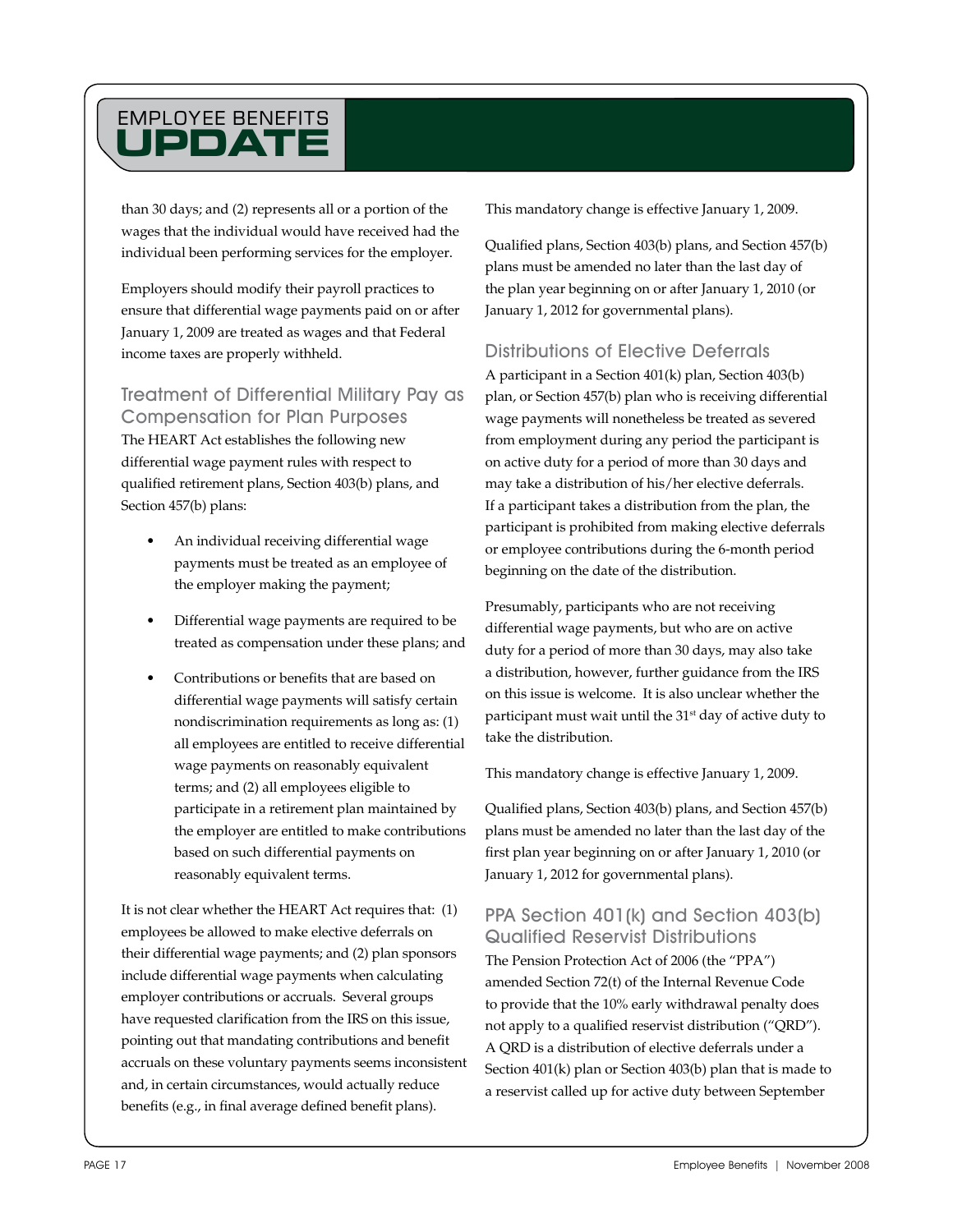than 30 days; and (2) represents all or a portion of the wages that the individual would have received had the individual been performing services for the employer.

Employers should modify their payroll practices to ensure that differential wage payments paid on or after January 1, 2009 are treated as wages and that Federal income taxes are properly withheld.

## Treatment of Differential Military Pay as Compensation for Plan Purposes

The HEART Act establishes the following new differential wage payment rules with respect to qualified retirement plans, Section 403(b) plans, and Section 457(b) plans:

- An individual receiving differential wage payments must be treated as an employee of the employer making the payment;
- Differential wage payments are required to be treated as compensation under these plans; and
- Contributions or benefits that are based on differential wage payments will satisfy certain nondiscrimination requirements as long as: (1) all employees are entitled to receive differential wage payments on reasonably equivalent terms; and (2) all employees eligible to participate in a retirement plan maintained by the employer are entitled to make contributions based on such differential payments on reasonably equivalent terms.

It is not clear whether the HEART Act requires that: (1) employees be allowed to make elective deferrals on their differential wage payments; and (2) plan sponsors include differential wage payments when calculating employer contributions or accruals. Several groups have requested clarification from the IRS on this issue, pointing out that mandating contributions and benefit accruals on these voluntary payments seems inconsistent and, in certain circumstances, would actually reduce benefits (e.g., in final average defined benefit plans).

This mandatory change is effective January 1, 2009.

Qualified plans, Section 403(b) plans, and Section 457(b) plans must be amended no later than the last day of the plan year beginning on or after January 1, 2010 (or January 1, 2012 for governmental plans).

## Distributions of Elective Deferrals

A participant in a Section 401(k) plan, Section 403(b) plan, or Section 457(b) plan who is receiving differential wage payments will nonetheless be treated as severed from employment during any period the participant is on active duty for a period of more than 30 days and may take a distribution of his/her elective deferrals. If a participant takes a distribution from the plan, the participant is prohibited from making elective deferrals or employee contributions during the 6-month period beginning on the date of the distribution.

Presumably, participants who are not receiving differential wage payments, but who are on active duty for a period of more than 30 days, may also take a distribution, however, further guidance from the IRS on this issue is welcome. It is also unclear whether the participant must wait until the 31st day of active duty to take the distribution.

This mandatory change is effective January 1, 2009.

Qualified plans, Section 403(b) plans, and Section 457(b) plans must be amended no later than the last day of the first plan year beginning on or after January 1, 2010 (or January 1, 2012 for governmental plans).

## PPA Section 401(k) and Section 403(b) Qualified Reservist Distributions

The Pension Protection Act of 2006 (the "PPA") amended Section 72(t) of the Internal Revenue Code to provide that the 10% early withdrawal penalty does not apply to a qualified reservist distribution ("QRD"). A QRD is a distribution of elective deferrals under a Section 401(k) plan or Section 403(b) plan that is made to a reservist called up for active duty between September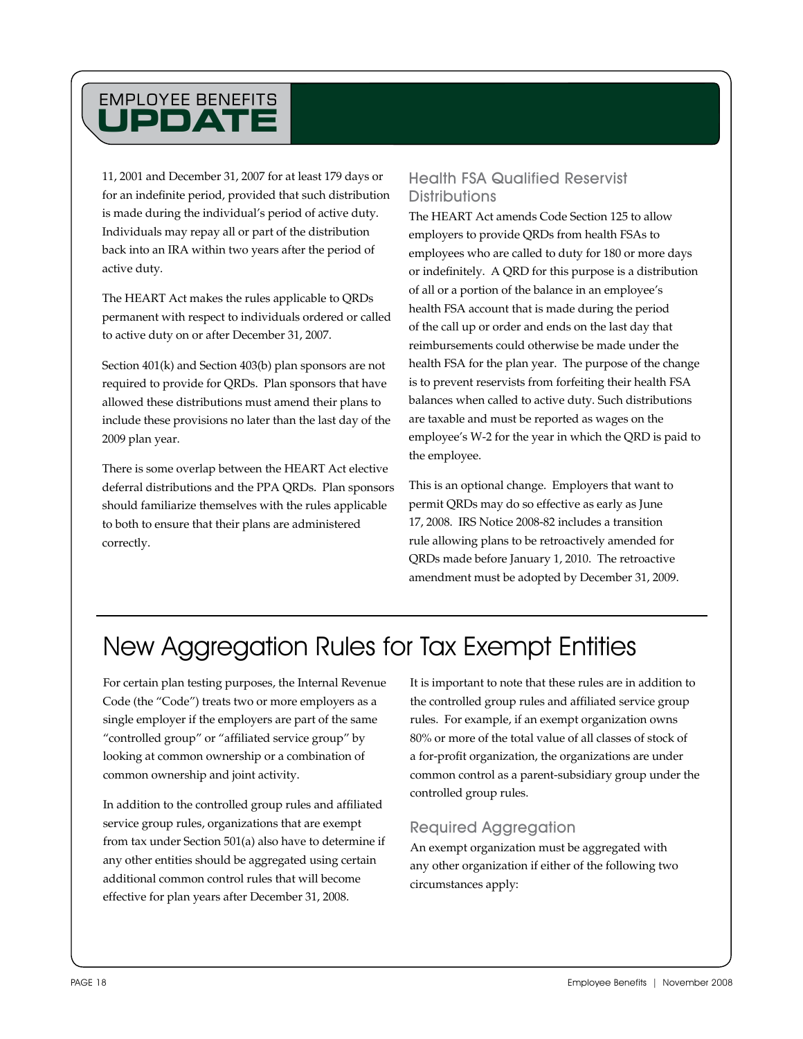11, 2001 and December 31, 2007 for at least 179 days or for an indefinite period, provided that such distribution is made during the individual's period of active duty. Individuals may repay all or part of the distribution back into an IRA within two years after the period of active duty.

The HEART Act makes the rules applicable to QRDs permanent with respect to individuals ordered or called to active duty on or after December 31, 2007.

Section 401(k) and Section 403(b) plan sponsors are not required to provide for QRDs. Plan sponsors that have allowed these distributions must amend their plans to include these provisions no later than the last day of the 2009 plan year.

There is some overlap between the HEART Act elective deferral distributions and the PPA QRDs. Plan sponsors should familiarize themselves with the rules applicable to both to ensure that their plans are administered correctly.

### Health FSA Qualified Reservist Distributions

The HEART Act amends Code Section 125 to allow employers to provide QRDs from health FSAs to employees who are called to duty for 180 or more days or indefinitely. A QRD for this purpose is a distribution of all or a portion of the balance in an employee's health FSA account that is made during the period of the call up or order and ends on the last day that reimbursements could otherwise be made under the health FSA for the plan year. The purpose of the change is to prevent reservists from forfeiting their health FSA balances when called to active duty. Such distributions are taxable and must be reported as wages on the employee's W-2 for the year in which the QRD is paid to the employee.

This is an optional change. Employers that want to permit QRDs may do so effective as early as June 17, 2008. IRS Notice 2008-82 includes a transition rule allowing plans to be retroactively amended for QRDs made before January 1, 2010. The retroactive amendment must be adopted by December 31, 2009.

## New Aggregation Rules for Tax Exempt Entities

For certain plan testing purposes, the Internal Revenue Code (the "Code") treats two or more employers as a single employer if the employers are part of the same "controlled group" or "affiliated service group" by looking at common ownership or a combination of common ownership and joint activity.

In addition to the controlled group rules and affiliated service group rules, organizations that are exempt from tax under Section 501(a) also have to determine if any other entities should be aggregated using certain additional common control rules that will become effective for plan years after December 31, 2008.

It is important to note that these rules are in addition to the controlled group rules and affiliated service group rules. For example, if an exempt organization owns 80% or more of the total value of all classes of stock of a for-profit organization, the organizations are under common control as a parent-subsidiary group under the controlled group rules.

### Required Aggregation

An exempt organization must be aggregated with any other organization if either of the following two circumstances apply: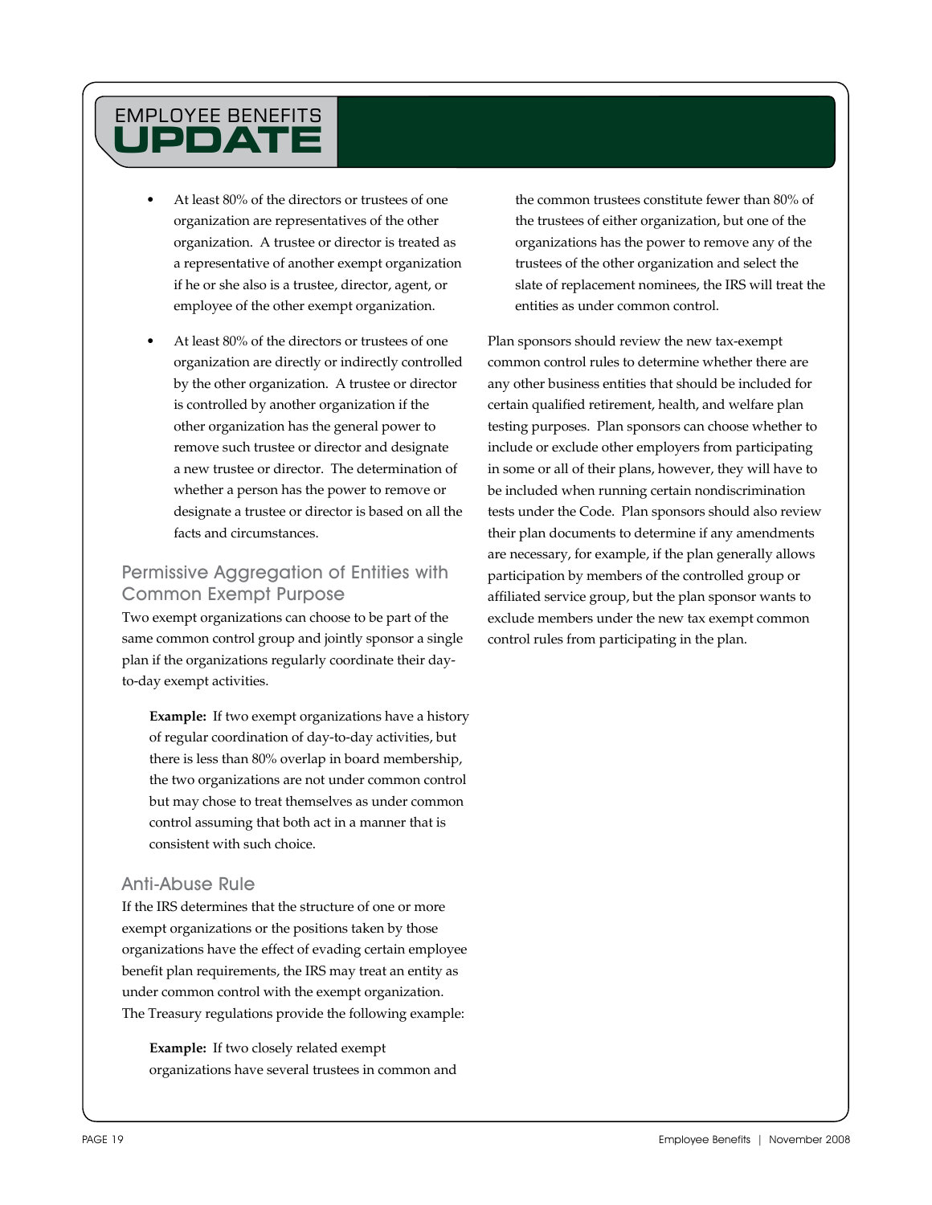- At least 80% of the directors or trustees of one organization are representatives of the other organization. A trustee or director is treated as a representative of another exempt organization if he or she also is a trustee, director, agent, or employee of the other exempt organization.
- At least 80% of the directors or trustees of one organization are directly or indirectly controlled by the other organization. A trustee or director is controlled by another organization if the other organization has the general power to remove such trustee or director and designate a new trustee or director. The determination of whether a person has the power to remove or designate a trustee or director is based on all the facts and circumstances.

## Permissive Aggregation of Entities with Common Exempt Purpose

Two exempt organizations can choose to be part of the same common control group and jointly sponsor a single plan if the organizations regularly coordinate their day-to-day exempt activities.

> **Example:** If two exempt organizations have a history of regular coordination of day-to-day activities, but there is less than 80% overlap in board membership, the two organizations are not under common control but may chose to treat themselves as under common control assuming that both act in a manner that is consistent with such choice.

## Anti-Abuse Rule

If the IRS determines that the structure of one or more exempt organizations or the positions taken by those organizations have the effect of evading certain employee benefit plan requirements, the IRS may treat an entity as under common control with the exempt organization. The Treasury regulations provide the following example:

> **Example:** If two closely related exempt organizations have several trustees in common and the common trustees constitute fewer than 80% of the trustees of either organization, but one of the organizations has the power to remove any of the trustees of the other organization and select the slate of replacement nominees, the IRS will treat the entities as under common control.

Plan sponsors should review the new tax-exempt common control rules to determine whether there are any other business entities that should be included for certain qualified retirement, health, and welfare plan testing purposes. Plan sponsors can choose whether to include or exclude other employers from participating in some or all of their plans, however, they will have to be included when running certain nondiscrimination tests under the Code. Plan sponsors should also review their plan documents to determine if any amendments are necessary, for example, if the plan generally allows participation by members of the controlled group or affiliated service group, but the plan sponsor wants to exclude members under the new tax exempt common control rules from participating in the plan.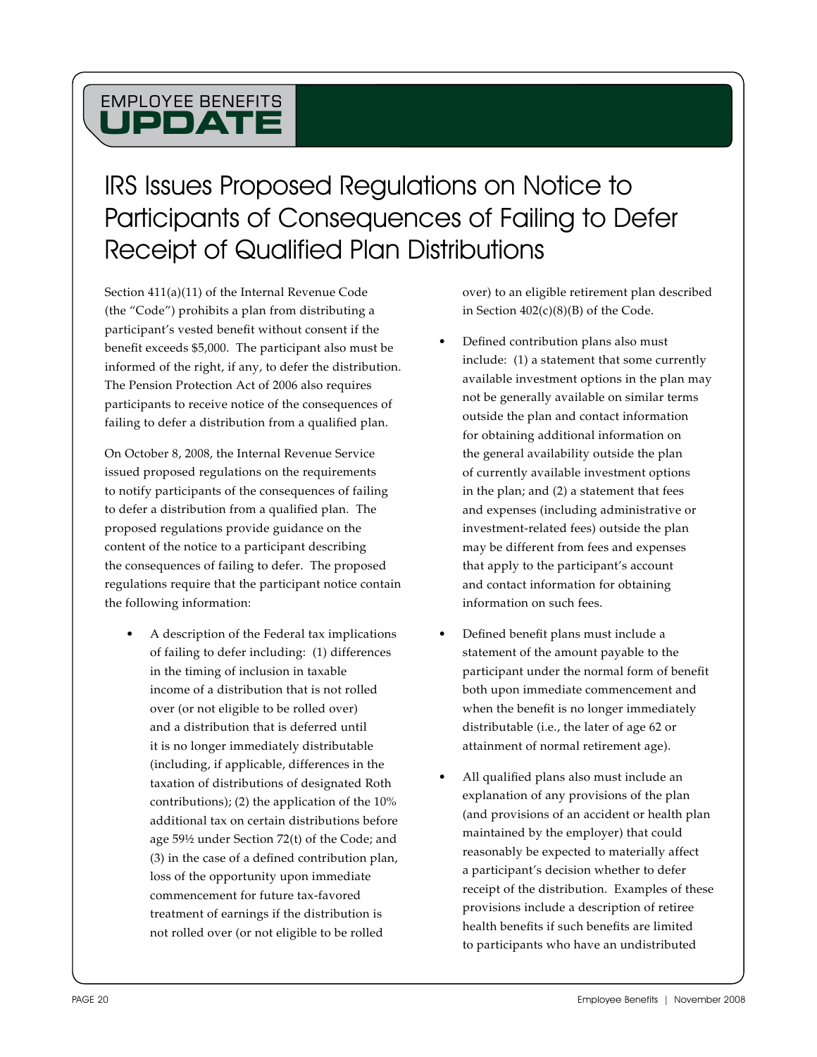# EMPLOYEE BENEFITS UPDATE

## IRS Issues Proposed Regulations on Notice to Participants of Consequences of Failing to Defer Receipt of Qualified Plan Distributions

Section 411(a)(11) of the Internal Revenue Code (the "Code") prohibits a plan from distributing a participant's vested benefit without consent if the benefit exceeds $5,000. The participant also must be informed of the right, if any, to defer the distribution. The Pension Protection Act of 2006 also requires participants to receive notice of the consequences of failing to defer a distribution from a qualified plan.

On October 8, 2008, the Internal Revenue Service issued proposed regulations on the requirements to notify participants of the consequences of failing to defer a distribution from a qualified plan. The proposed regulations provide guidance on the content of the notice to a participant describing the consequences of failing to defer. The proposed regulations require that the participant notice contain the following information:

- A description of the Federal tax implications of failing to defer including: (1) differences in the timing of inclusion in taxable income of a distribution that is not rolled over (or not eligible to be rolled over) and a distribution that is deferred until it is no longer immediately distributable (including, if applicable, differences in the taxation of distributions of designated Roth contributions); (2) the application of the 10% additional tax on certain distributions before age 59½ under Section 72(t) of the Code; and (3) in the case of a defined contribution plan, loss of the opportunity upon immediate commencement for future tax-favored treatment of earnings if the distribution is not rolled over (or not eligible to be rolled over) to an eligible retirement plan described in Section 402(c)(8)(B) of the Code.
- Defined contribution plans also must include: (1) a statement that some currently available investment options in the plan may not be generally available on similar terms outside the plan and contact information for obtaining additional information on the general availability outside the plan of currently available investment options in the plan; and (2) a statement that fees and expenses (including administrative or investment-related fees) outside the plan may be different from fees and expenses that apply to the participant's account and contact information for obtaining information on such fees.
- Defined benefit plans must include a statement of the amount payable to the participant under the normal form of benefit both upon immediate commencement and when the benefit is no longer immediately distributable (i.e., the later of age 62 or attainment of normal retirement age).
- All qualified plans also must include an explanation of any provisions of the plan (and provisions of an accident or health plan maintained by the employer) that could reasonably be expected to materially affect a participant's decision whether to defer receipt of the distribution. Examples of these provisions include a description of retiree health benefits if such benefits are limited to participants who have an undistributed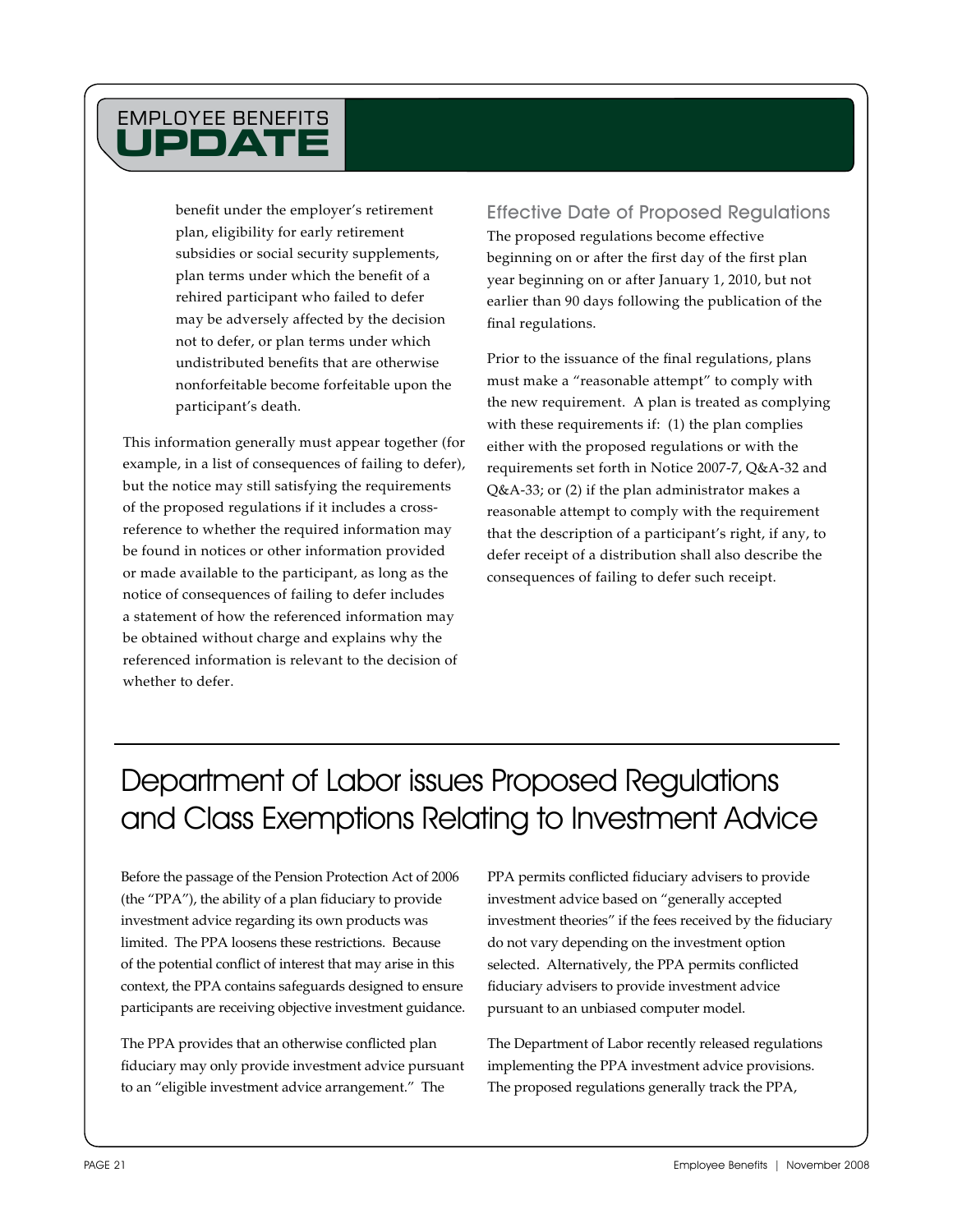benefit under the employer's retirement plan, eligibility for early retirement subsidies or social security supplements, plan terms under which the benefit of a rehired participant who failed to defer may be adversely affected by the decision not to defer, or plan terms under which undistributed benefits that are otherwise nonforfeitable become forfeitable upon the participant's death.

This information generally must appear together (for example, in a list of consequences of failing to defer), but the notice may still satisfying the requirements of the proposed regulations if it includes a cross-reference to whether the required information may be found in notices or other information provided or made available to the participant, as long as the notice of consequences of failing to defer includes a statement of how the referenced information may be obtained without charge and explains why the referenced information is relevant to the decision of whether to defer.

### Effective Date of Proposed Regulations

The proposed regulations become effective beginning on or after the first day of the first plan year beginning on or after January 1, 2010, but not earlier than 90 days following the publication of the final regulations.

Prior to the issuance of the final regulations, plans must make a "reasonable attempt" to comply with the new requirement. A plan is treated as complying with these requirements if: (1) the plan complies either with the proposed regulations or with the requirements set forth in Notice 2007-7, Q&A-32 and Q&A-33; or (2) if the plan administrator makes a reasonable attempt to comply with the requirement that the description of a participant's right, if any, to defer receipt of a distribution shall also describe the consequences of failing to defer such receipt.

## Department of Labor issues Proposed Regulations and Class Exemptions Relating to Investment Advice

Before the passage of the Pension Protection Act of 2006 (the "PPA"), the ability of a plan fiduciary to provide investment advice regarding its own products was limited. The PPA loosens these restrictions. Because of the potential conflict of interest that may arise in this context, the PPA contains safeguards designed to ensure participants are receiving objective investment guidance.

The PPA provides that an otherwise conflicted plan fiduciary may only provide investment advice pursuant to an "eligible investment advice arrangement." The PPA permits conflicted fiduciary advisers to provide investment advice based on "generally accepted investment theories" if the fees received by the fiduciary do not vary depending on the investment option selected. Alternatively, the PPA permits conflicted fiduciary advisers to provide investment advice pursuant to an unbiased computer model.

The Department of Labor recently released regulations implementing the PPA investment advice provisions. The proposed regulations generally track the PPA,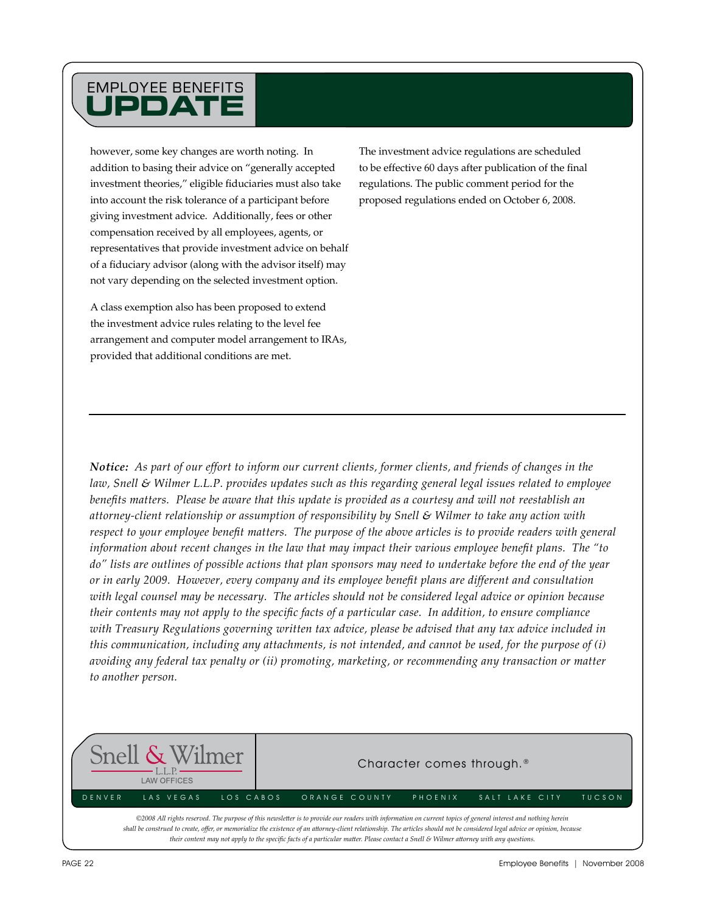however, some key changes are worth noting. In addition to basing their advice on "generally accepted investment theories," eligible fiduciaries must also take into account the risk tolerance of a participant before giving investment advice. Additionally, fees or other compensation received by all employees, agents, or representatives that provide investment advice on behalf of a fiduciary advisor (along with the advisor itself) may not vary depending on the selected investment option.

A class exemption also has been proposed to extend the investment advice rules relating to the level fee arrangement and computer model arrangement to IRAs, provided that additional conditions are met.

The investment advice regulations are scheduled to be effective 60 days after publication of the final regulations. The public comment period for the proposed regulations ended on October 6, 2008.

---

***Notice:*** *As part of our effort to inform our current clients, former clients, and friends of changes in the law, Snell & Wilmer L.L.P. provides updates such as this regarding general legal issues related to employee benefits matters. Please be aware that this update is provided as a courtesy and will not reestablish an attorney-client relationship or assumption of responsibility by Snell & Wilmer to take any action with respect to your employee benefit matters. The purpose of the above articles is to provide readers with general information about recent changes in the law that may impact their various employee benefit plans. The "to do" lists are outlines of possible actions that plan sponsors may need to undertake before the end of the year or in early 2009. However, every company and its employee benefit plans are different and consultation with legal counsel may be necessary. The articles should not be considered legal advice or opinion because their contents may not apply to the specific facts of a particular case. In addition, to ensure compliance with Treasury Regulations governing written tax advice, please be advised that any tax advice included in this communication, including any attachments, is not intended, and cannot be used, for the purpose of (i) avoiding any federal tax penalty or (ii) promoting, marketing, or recommending any transaction or matter to another person.*

Snell & Wilmer L.L.P. LAW OFFICES

Character comes through.®

DENVER LAS VEGAS LOS CABOS ORANGE COUNTY PHOENIX SALT LAKE CITY TUCSON

*©2008 All rights reserved. The purpose of this newsletter is to provide our readers with information on current topics of general interest and nothing herein shall be construed to create, offer, or memorialize the existence of an attorney-client relationship. The articles should not be considered legal advice or opinion, because their content may not apply to the specific facts of a particular matter. Please contact a Snell & Wilmer attorney with any questions.*